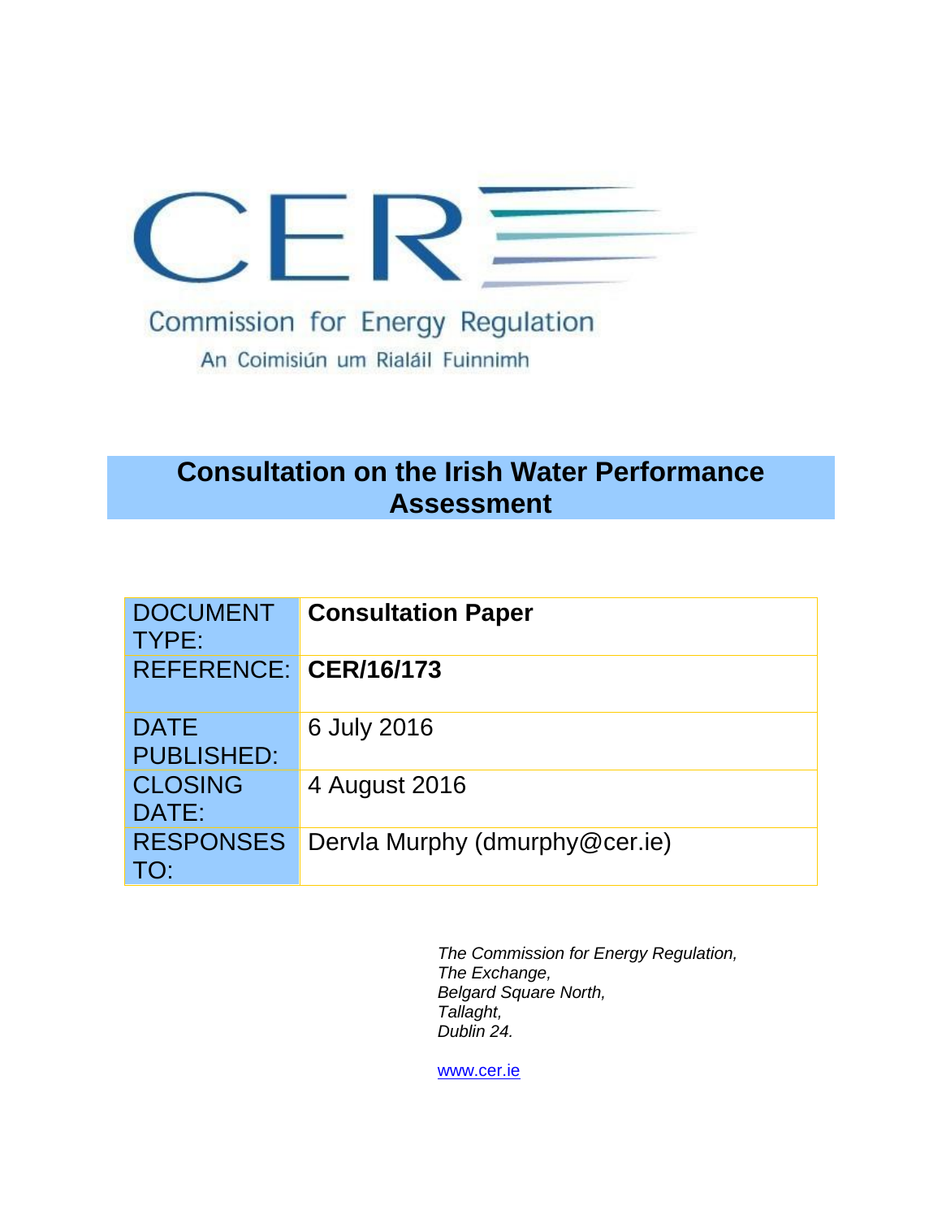CER

Commission for Energy Regulation

An Coimisiún um Rialáil Fuinnimh

# Consultation on the Irish Water Performance Assessment

| DOCUMENT TYPE: | **Consultation Paper** |
|---|---|
| REFERENCE: | **CER/16/173** |
| DATE PUBLISHED: | 6 July 2016 |
| CLOSING DATE: | 4 August 2016 |
| RESPONSES TO: | Dervla Murphy (dmurphy@cer.ie) |

*The Commission for Energy Regulation,*
*The Exchange,*
*Belgard Square North,*
*Tallaght,*
*Dublin 24.*

www.cer.ie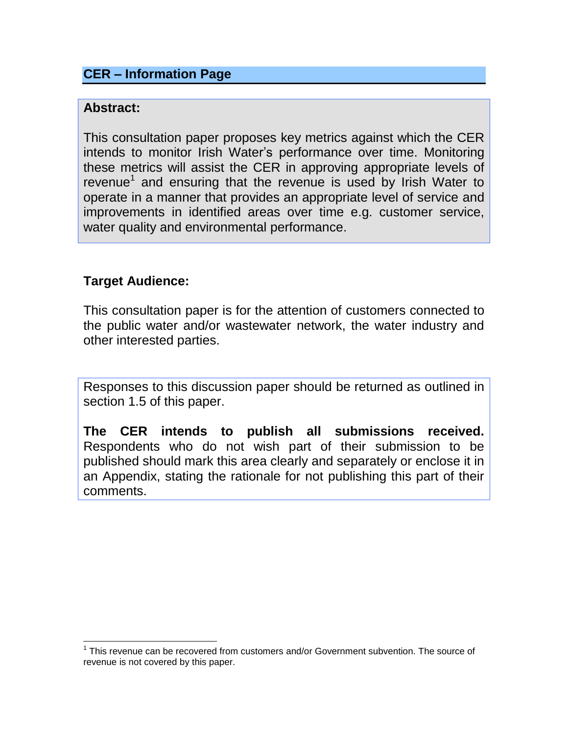## CER – Information Page

**Abstract:**

This consultation paper proposes key metrics against which the CER intends to monitor Irish Water's performance over time. Monitoring these metrics will assist the CER in approving appropriate levels of revenue[1] and ensuring that the revenue is used by Irish Water to operate in a manner that provides an appropriate level of service and improvements in identified areas over time e.g. customer service, water quality and environmental performance.

**Target Audience:**

This consultation paper is for the attention of customers connected to the public water and/or wastewater network, the water industry and other interested parties.

Responses to this discussion paper should be returned as outlined in section 1.5 of this paper.

**The CER intends to publish all submissions received.** Respondents who do not wish part of their submission to be published should mark this area clearly and separately or enclose it in an Appendix, stating the rationale for not publishing this part of their comments.

---

[1] This revenue can be recovered from customers and/or Government subvention. The source of revenue is not covered by this paper.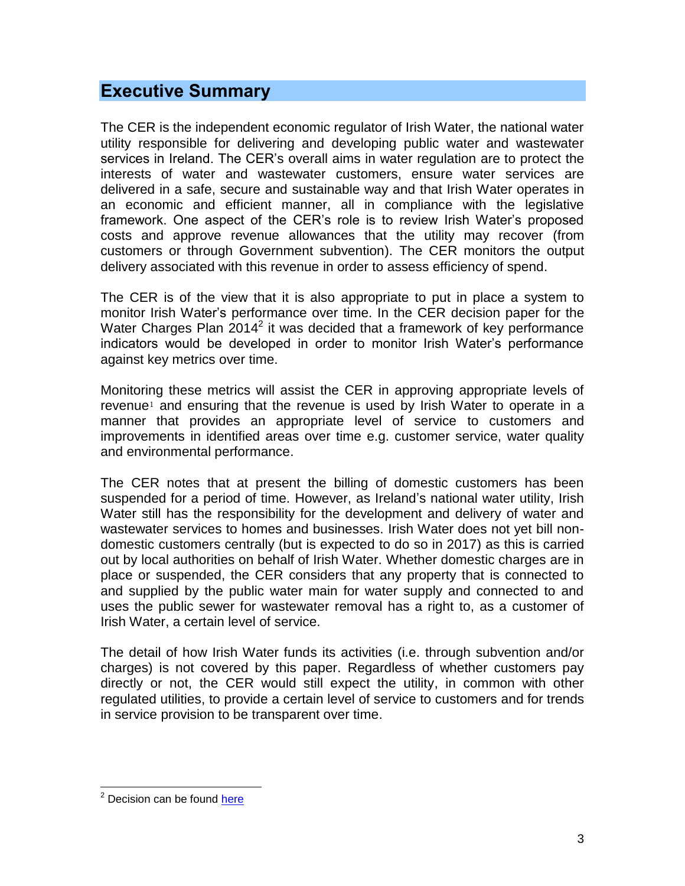## Executive Summary

The CER is the independent economic regulator of Irish Water, the national water utility responsible for delivering and developing public water and wastewater services in Ireland. The CER's overall aims in water regulation are to protect the interests of water and wastewater customers, ensure water services are delivered in a safe, secure and sustainable way and that Irish Water operates in an economic and efficient manner, all in compliance with the legislative framework. One aspect of the CER's role is to review Irish Water's proposed costs and approve revenue allowances that the utility may recover (from customers or through Government subvention). The CER monitors the output delivery associated with this revenue in order to assess efficiency of spend.

The CER is of the view that it is also appropriate to put in place a system to monitor Irish Water's performance over time. In the CER decision paper for the Water Charges Plan 2014[2] it was decided that a framework of key performance indicators would be developed in order to monitor Irish Water's performance against key metrics over time.

Monitoring these metrics will assist the CER in approving appropriate levels of revenue[1] and ensuring that the revenue is used by Irish Water to operate in a manner that provides an appropriate level of service to customers and improvements in identified areas over time e.g. customer service, water quality and environmental performance.

The CER notes that at present the billing of domestic customers has been suspended for a period of time. However, as Ireland's national water utility, Irish Water still has the responsibility for the development and delivery of water and wastewater services to homes and businesses. Irish Water does not yet bill non-domestic customers centrally (but is expected to do so in 2017) as this is carried out by local authorities on behalf of Irish Water. Whether domestic charges are in place or suspended, the CER considers that any property that is connected to and supplied by the public water main for water supply and connected to and uses the public sewer for wastewater removal has a right to, as a customer of Irish Water, a certain level of service.

The detail of how Irish Water funds its activities (i.e. through subvention and/or charges) is not covered by this paper. Regardless of whether customers pay directly or not, the CER would still expect the utility, in common with other regulated utilities, to provide a certain level of service to customers and for trends in service provision to be transparent over time.

---

[2] Decision can be found here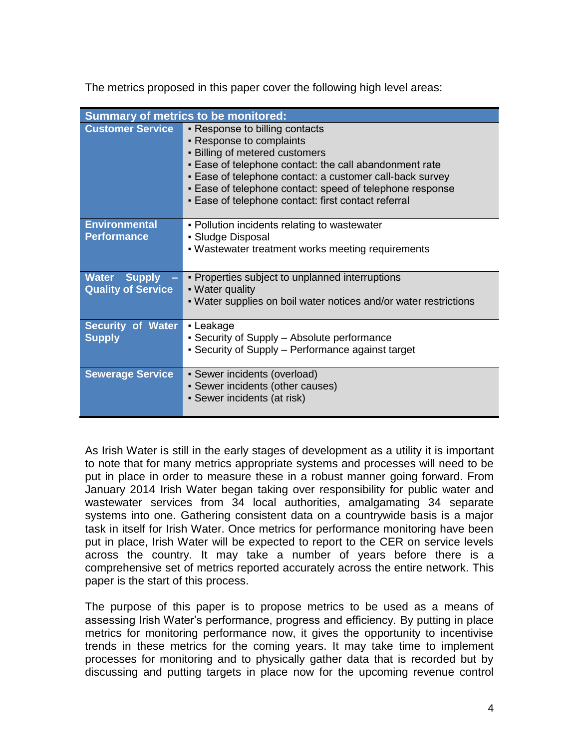The metrics proposed in this paper cover the following high level areas:

| Summary of metrics to be monitored: | |
|---|---|
| **Customer Service** | ▪ Response to billing contacts<br>▪ Response to complaints<br>▪ Billing of metered customers<br>▪ Ease of telephone contact: the call abandonment rate<br>▪ Ease of telephone contact: a customer call-back survey<br>▪ Ease of telephone contact: speed of telephone response<br>▪ Ease of telephone contact: first contact referral |
| **Environmental Performance** | ▪ Pollution incidents relating to wastewater<br>▪ Sludge Disposal<br>▪ Wastewater treatment works meeting requirements |
| **Water Supply – Quality of Service** | ▪ Properties subject to unplanned interruptions<br>▪ Water quality<br>▪ Water supplies on boil water notices and/or water restrictions |
| **Security of Water Supply** | ▪ Leakage<br>▪ Security of Supply – Absolute performance<br>▪ Security of Supply – Performance against target |
| **Sewerage Service** | ▪ Sewer incidents (overload)<br>▪ Sewer incidents (other causes)<br>▪ Sewer incidents (at risk) |

As Irish Water is still in the early stages of development as a utility it is important to note that for many metrics appropriate systems and processes will need to be put in place in order to measure these in a robust manner going forward. From January 2014 Irish Water began taking over responsibility for public water and wastewater services from 34 local authorities, amalgamating 34 separate systems into one. Gathering consistent data on a countrywide basis is a major task in itself for Irish Water. Once metrics for performance monitoring have been put in place, Irish Water will be expected to report to the CER on service levels across the country. It may take a number of years before there is a comprehensive set of metrics reported accurately across the entire network. This paper is the start of this process.

The purpose of this paper is to propose metrics to be used as a means of assessing Irish Water's performance, progress and efficiency. By putting in place metrics for monitoring performance now, it gives the opportunity to incentivise trends in these metrics for the coming years. It may take time to implement processes for monitoring and to physically gather data that is recorded but by discussing and putting targets in place now for the upcoming revenue control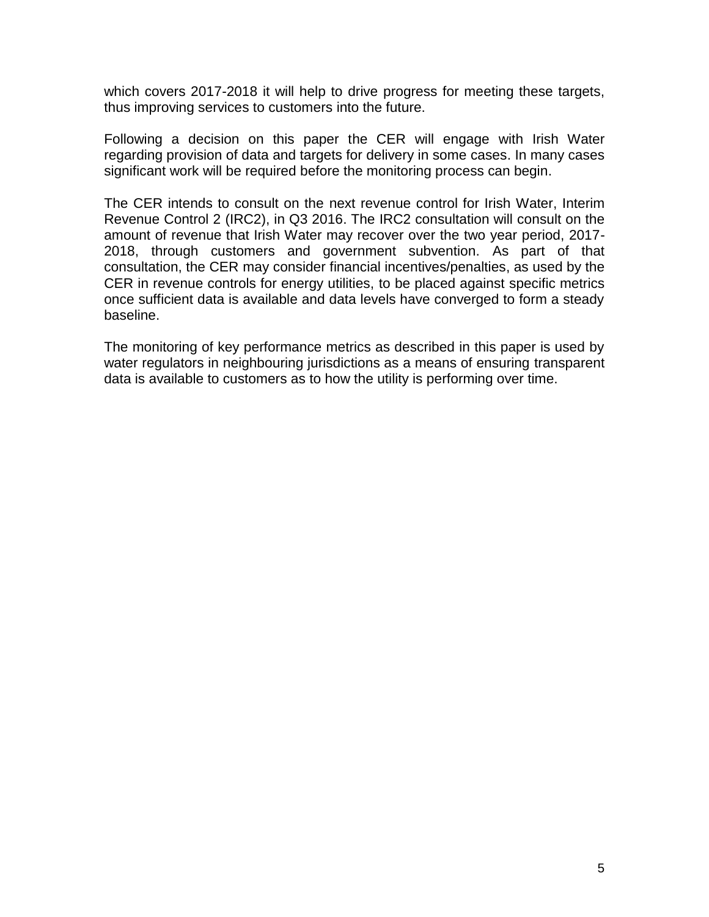which covers 2017-2018 it will help to drive progress for meeting these targets, thus improving services to customers into the future.

Following a decision on this paper the CER will engage with Irish Water regarding provision of data and targets for delivery in some cases. In many cases significant work will be required before the monitoring process can begin.

The CER intends to consult on the next revenue control for Irish Water, Interim Revenue Control 2 (IRC2), in Q3 2016. The IRC2 consultation will consult on the amount of revenue that Irish Water may recover over the two year period, 2017-2018, through customers and government subvention. As part of that consultation, the CER may consider financial incentives/penalties, as used by the CER in revenue controls for energy utilities, to be placed against specific metrics once sufficient data is available and data levels have converged to form a steady baseline.

The monitoring of key performance metrics as described in this paper is used by water regulators in neighbouring jurisdictions as a means of ensuring transparent data is available to customers as to how the utility is performing over time.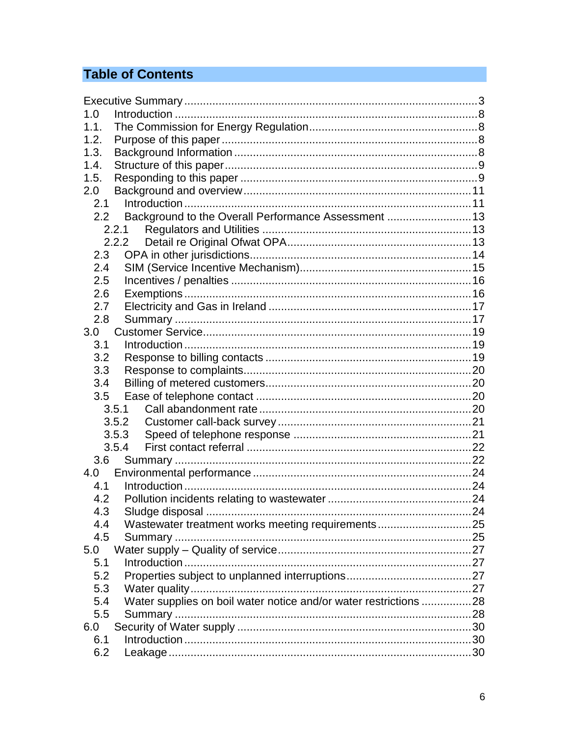## Table of Contents

Executive Summary ..... 3
1.0 Introduction ..... 8
1.1. The Commission for Energy Regulation ..... 8
1.2. Purpose of this paper ..... 8
1.3. Background Information ..... 8
1.4. Structure of this paper ..... 9
1.5. Responding to this paper ..... 9
2.0 Background and overview ..... 11
- 2.1 Introduction ..... 11
- 2.2 Background to the Overall Performance Assessment ..... 13
  - 2.2.1 Regulators and Utilities ..... 13
  - 2.2.2 Detail re Original Ofwat OPA ..... 13
- 2.3 OPA in other jurisdictions ..... 14
- 2.4 SIM (Service Incentive Mechanism) ..... 15
- 2.5 Incentives / penalties ..... 16
- 2.6 Exemptions ..... 16
- 2.7 Electricity and Gas in Ireland ..... 17
- 2.8 Summary ..... 17

3.0 Customer Service ..... 19
- 3.1 Introduction ..... 19
- 3.2 Response to billing contacts ..... 19
- 3.3 Response to complaints ..... 20
- 3.4 Billing of metered customers ..... 20
- 3.5 Ease of telephone contact ..... 20
  - 3.5.1 Call abandonment rate ..... 20
  - 3.5.2 Customer call-back survey ..... 21
  - 3.5.3 Speed of telephone response ..... 21
  - 3.5.4 First contact referral ..... 22
- 3.6 Summary ..... 22

4.0 Environmental performance ..... 24
- 4.1 Introduction ..... 24
- 4.2 Pollution incidents relating to wastewater ..... 24
- 4.3 Sludge disposal ..... 24
- 4.4 Wastewater treatment works meeting requirements ..... 25
- 4.5 Summary ..... 25

5.0 Water supply – Quality of service ..... 27
- 5.1 Introduction ..... 27
- 5.2 Properties subject to unplanned interruptions ..... 27
- 5.3 Water quality ..... 27
- 5.4 Water supplies on boil water notice and/or water restrictions ..... 28
- 5.5 Summary ..... 28

6.0 Security of Water supply ..... 30
- 6.1 Introduction ..... 30
- 6.2 Leakage ..... 30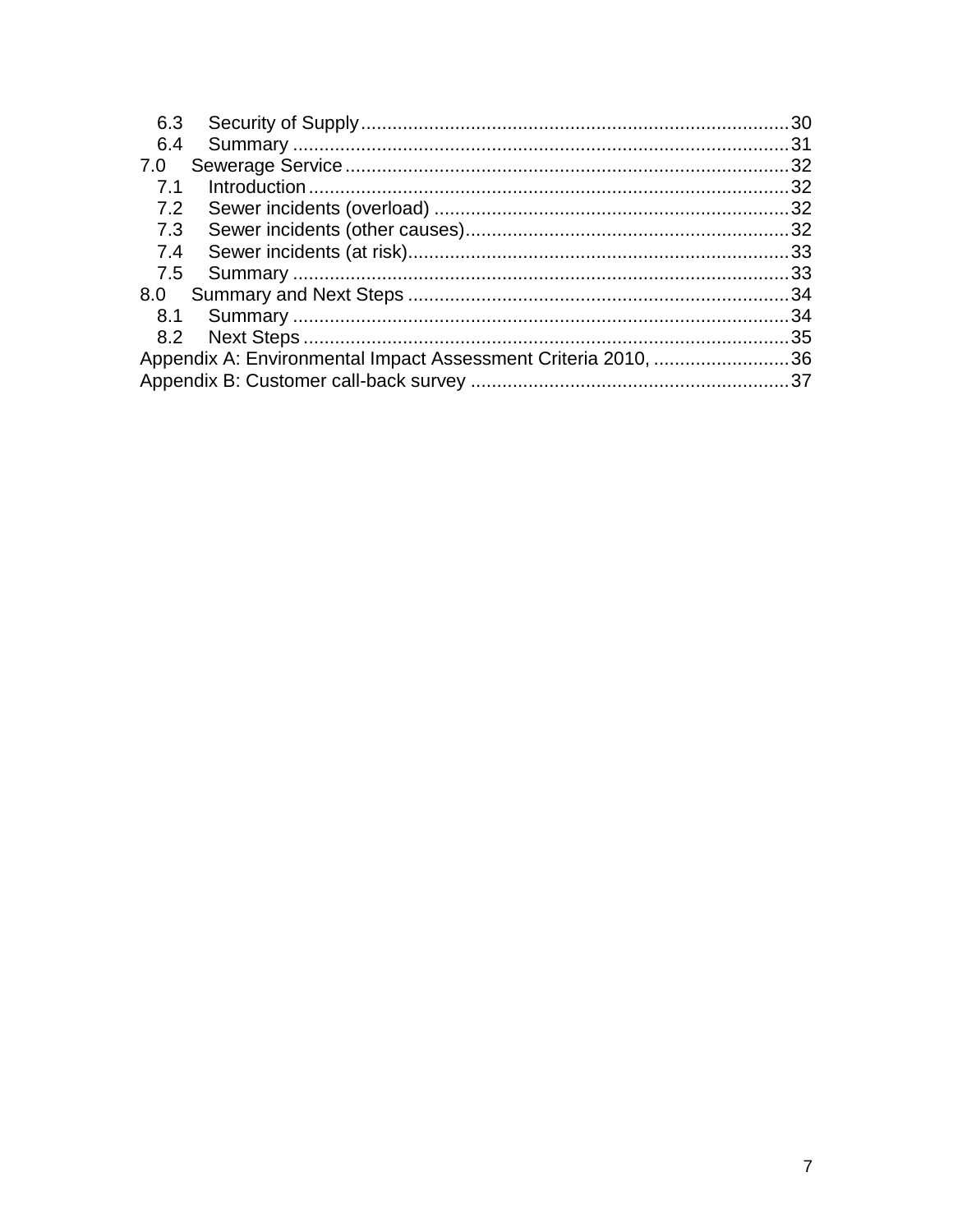- 6.3 Security of Supply ........................................................................ 30
- 6.4 Summary ........................................................................ 31
- 7.0 Sewerage Service ........................................................................ 32
  - 7.1 Introduction ........................................................................ 32
  - 7.2 Sewer incidents (overload) ........................................................................ 32
  - 7.3 Sewer incidents (other causes) ........................................................................ 32
  - 7.4 Sewer incidents (at risk) ........................................................................ 33
  - 7.5 Summary ........................................................................ 33
- 8.0 Summary and Next Steps ........................................................................ 34
  - 8.1 Summary ........................................................................ 34
  - 8.2 Next Steps ........................................................................ 35
- Appendix A: Environmental Impact Assessment Criteria 2010, ........................ 36
- Appendix B: Customer call-back survey ........................................................ 37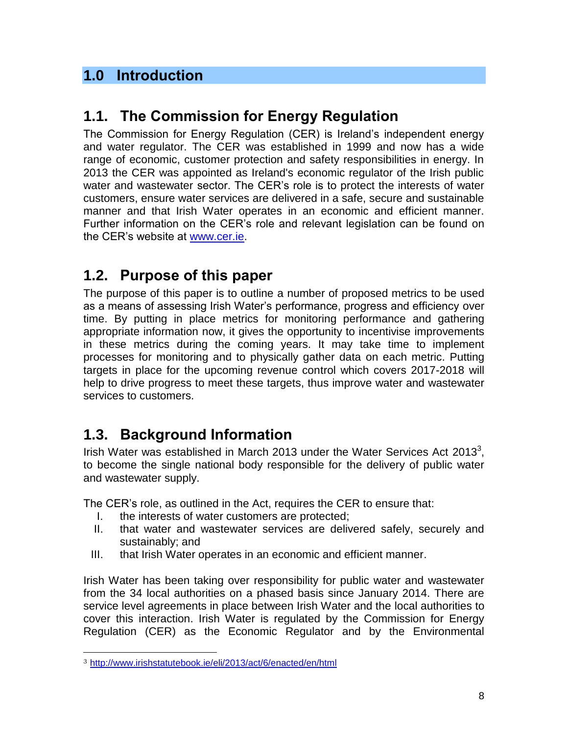# 1.0 Introduction

## 1.1. The Commission for Energy Regulation

The Commission for Energy Regulation (CER) is Ireland's independent energy and water regulator. The CER was established in 1999 and now has a wide range of economic, customer protection and safety responsibilities in energy. In 2013 the CER was appointed as Ireland's economic regulator of the Irish public water and wastewater sector. The CER's role is to protect the interests of water customers, ensure water services are delivered in a safe, secure and sustainable manner and that Irish Water operates in an economic and efficient manner. Further information on the CER's role and relevant legislation can be found on the CER's website at www.cer.ie.

## 1.2. Purpose of this paper

The purpose of this paper is to outline a number of proposed metrics to be used as a means of assessing Irish Water's performance, progress and efficiency over time. By putting in place metrics for monitoring performance and gathering appropriate information now, it gives the opportunity to incentivise improvements in these metrics during the coming years. It may take time to implement processes for monitoring and to physically gather data on each metric. Putting targets in place for the upcoming revenue control which covers 2017-2018 will help to drive progress to meet these targets, thus improve water and wastewater services to customers.

## 1.3. Background Information

Irish Water was established in March 2013 under the Water Services Act 2013[3], to become the single national body responsible for the delivery of public water and wastewater supply.

The CER's role, as outlined in the Act, requires the CER to ensure that:

I. the interests of water customers are protected;
II. that water and wastewater services are delivered safely, securely and sustainably; and
III. that Irish Water operates in an economic and efficient manner.

Irish Water has been taking over responsibility for public water and wastewater from the 34 local authorities on a phased basis since January 2014. There are service level agreements in place between Irish Water and the local authorities to cover this interaction. Irish Water is regulated by the Commission for Energy Regulation (CER) as the Economic Regulator and by the Environmental

[3] http://www.irishstatutebook.ie/eli/2013/act/6/enacted/en/html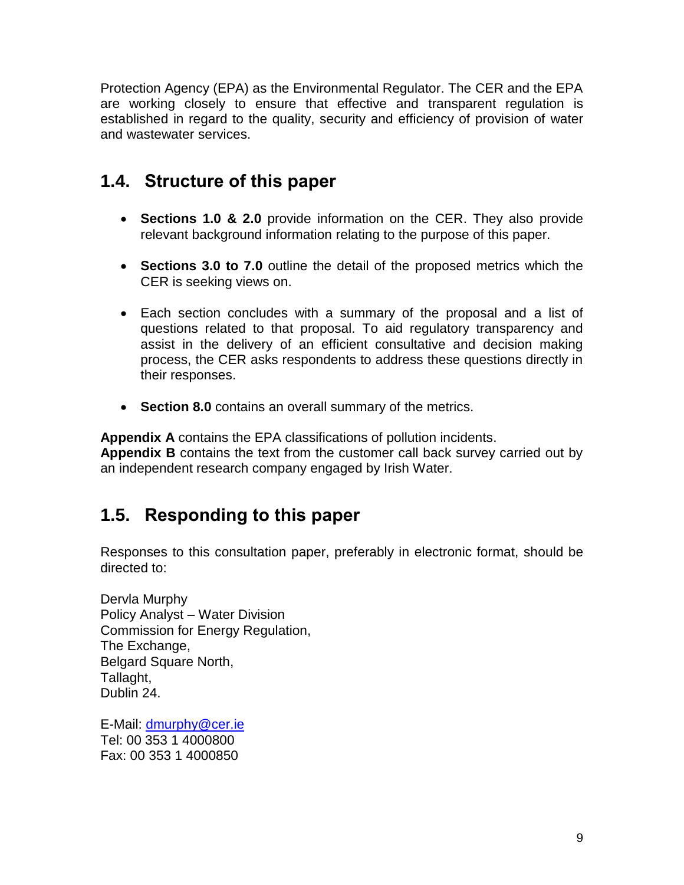Protection Agency (EPA) as the Environmental Regulator. The CER and the EPA are working closely to ensure that effective and transparent regulation is established in regard to the quality, security and efficiency of provision of water and wastewater services.

## 1.4. Structure of this paper

- **Sections 1.0 & 2.0** provide information on the CER. They also provide relevant background information relating to the purpose of this paper.
- **Sections 3.0 to 7.0** outline the detail of the proposed metrics which the CER is seeking views on.
- Each section concludes with a summary of the proposal and a list of questions related to that proposal. To aid regulatory transparency and assist in the delivery of an efficient consultative and decision making process, the CER asks respondents to address these questions directly in their responses.
- **Section 8.0** contains an overall summary of the metrics.

**Appendix A** contains the EPA classifications of pollution incidents.
**Appendix B** contains the text from the customer call back survey carried out by an independent research company engaged by Irish Water.

## 1.5. Responding to this paper

Responses to this consultation paper, preferably in electronic format, should be directed to:

Dervla Murphy
Policy Analyst – Water Division
Commission for Energy Regulation,
The Exchange,
Belgard Square North,
Tallaght,
Dublin 24.

E-Mail: dmurphy@cer.ie
Tel: 00 353 1 4000800
Fax: 00 353 1 4000850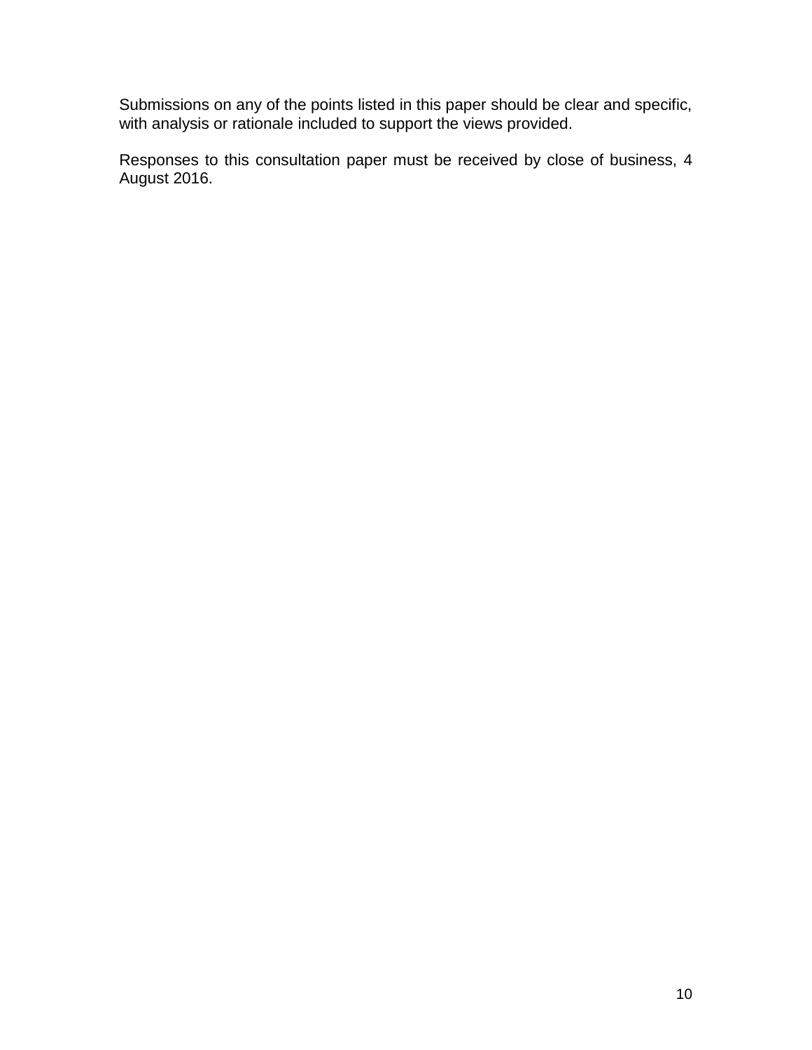Submissions on any of the points listed in this paper should be clear and specific, with analysis or rationale included to support the views provided.

Responses to this consultation paper must be received by close of business, 4 August 2016.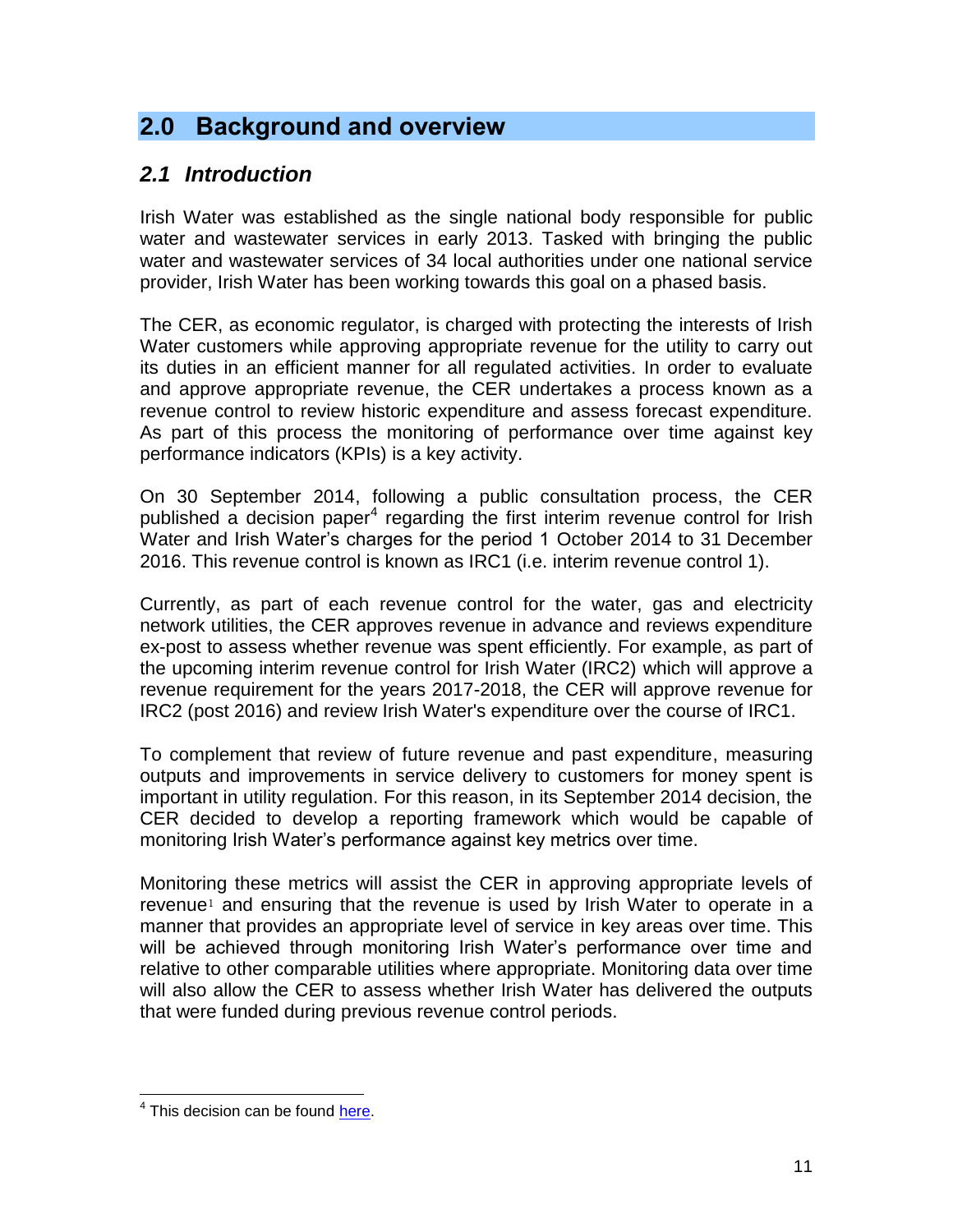# 2.0 Background and overview

## *2.1 Introduction*

Irish Water was established as the single national body responsible for public water and wastewater services in early 2013. Tasked with bringing the public water and wastewater services of 34 local authorities under one national service provider, Irish Water has been working towards this goal on a phased basis.

The CER, as economic regulator, is charged with protecting the interests of Irish Water customers while approving appropriate revenue for the utility to carry out its duties in an efficient manner for all regulated activities. In order to evaluate and approve appropriate revenue, the CER undertakes a process known as a revenue control to review historic expenditure and assess forecast expenditure. As part of this process the monitoring of performance over time against key performance indicators (KPIs) is a key activity.

On 30 September 2014, following a public consultation process, the CER published a decision paper[4] regarding the first interim revenue control for Irish Water and Irish Water's charges for the period 1 October 2014 to 31 December 2016. This revenue control is known as IRC1 (i.e. interim revenue control 1).

Currently, as part of each revenue control for the water, gas and electricity network utilities, the CER approves revenue in advance and reviews expenditure ex-post to assess whether revenue was spent efficiently. For example, as part of the upcoming interim revenue control for Irish Water (IRC2) which will approve a revenue requirement for the years 2017-2018, the CER will approve revenue for IRC2 (post 2016) and review Irish Water's expenditure over the course of IRC1.

To complement that review of future revenue and past expenditure, measuring outputs and improvements in service delivery to customers for money spent is important in utility regulation. For this reason, in its September 2014 decision, the CER decided to develop a reporting framework which would be capable of monitoring Irish Water's performance against key metrics over time.

Monitoring these metrics will assist the CER in approving appropriate levels of revenue[1] and ensuring that the revenue is used by Irish Water to operate in a manner that provides an appropriate level of service in key areas over time. This will be achieved through monitoring Irish Water's performance over time and relative to other comparable utilities where appropriate. Monitoring data over time will also allow the CER to assess whether Irish Water has delivered the outputs that were funded during previous revenue control periods.

---

[4] This decision can be found here.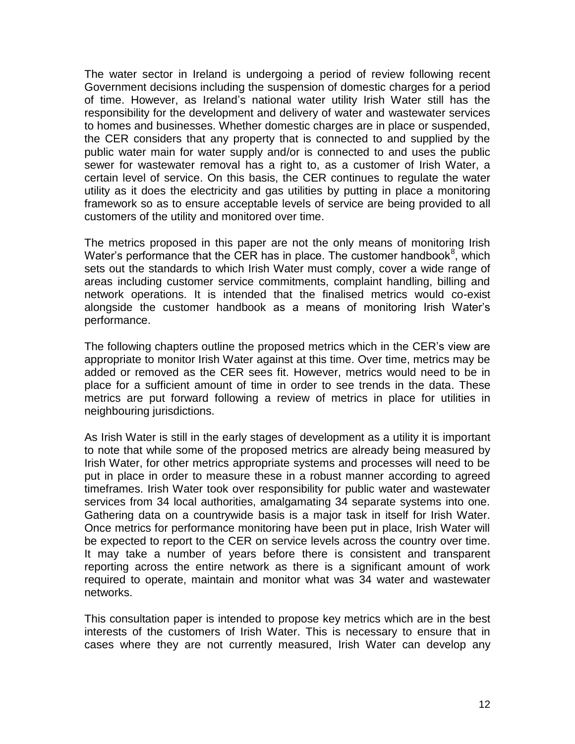The water sector in Ireland is undergoing a period of review following recent Government decisions including the suspension of domestic charges for a period of time. However, as Ireland's national water utility Irish Water still has the responsibility for the development and delivery of water and wastewater services to homes and businesses. Whether domestic charges are in place or suspended, the CER considers that any property that is connected to and supplied by the public water main for water supply and/or is connected to and uses the public sewer for wastewater removal has a right to, as a customer of Irish Water, a certain level of service. On this basis, the CER continues to regulate the water utility as it does the electricity and gas utilities by putting in place a monitoring framework so as to ensure acceptable levels of service are being provided to all customers of the utility and monitored over time.

The metrics proposed in this paper are not the only means of monitoring Irish Water's performance that the CER has in place. The customer handbook[8], which sets out the standards to which Irish Water must comply, cover a wide range of areas including customer service commitments, complaint handling, billing and network operations. It is intended that the finalised metrics would co-exist alongside the customer handbook as a means of monitoring Irish Water's performance.

The following chapters outline the proposed metrics which in the CER's view are appropriate to monitor Irish Water against at this time. Over time, metrics may be added or removed as the CER sees fit. However, metrics would need to be in place for a sufficient amount of time in order to see trends in the data. These metrics are put forward following a review of metrics in place for utilities in neighbouring jurisdictions.

As Irish Water is still in the early stages of development as a utility it is important to note that while some of the proposed metrics are already being measured by Irish Water, for other metrics appropriate systems and processes will need to be put in place in order to measure these in a robust manner according to agreed timeframes. Irish Water took over responsibility for public water and wastewater services from 34 local authorities, amalgamating 34 separate systems into one. Gathering data on a countrywide basis is a major task in itself for Irish Water. Once metrics for performance monitoring have been put in place, Irish Water will be expected to report to the CER on service levels across the country over time. It may take a number of years before there is consistent and transparent reporting across the entire network as there is a significant amount of work required to operate, maintain and monitor what was 34 water and wastewater networks.

This consultation paper is intended to propose key metrics which are in the best interests of the customers of Irish Water. This is necessary to ensure that in cases where they are not currently measured, Irish Water can develop any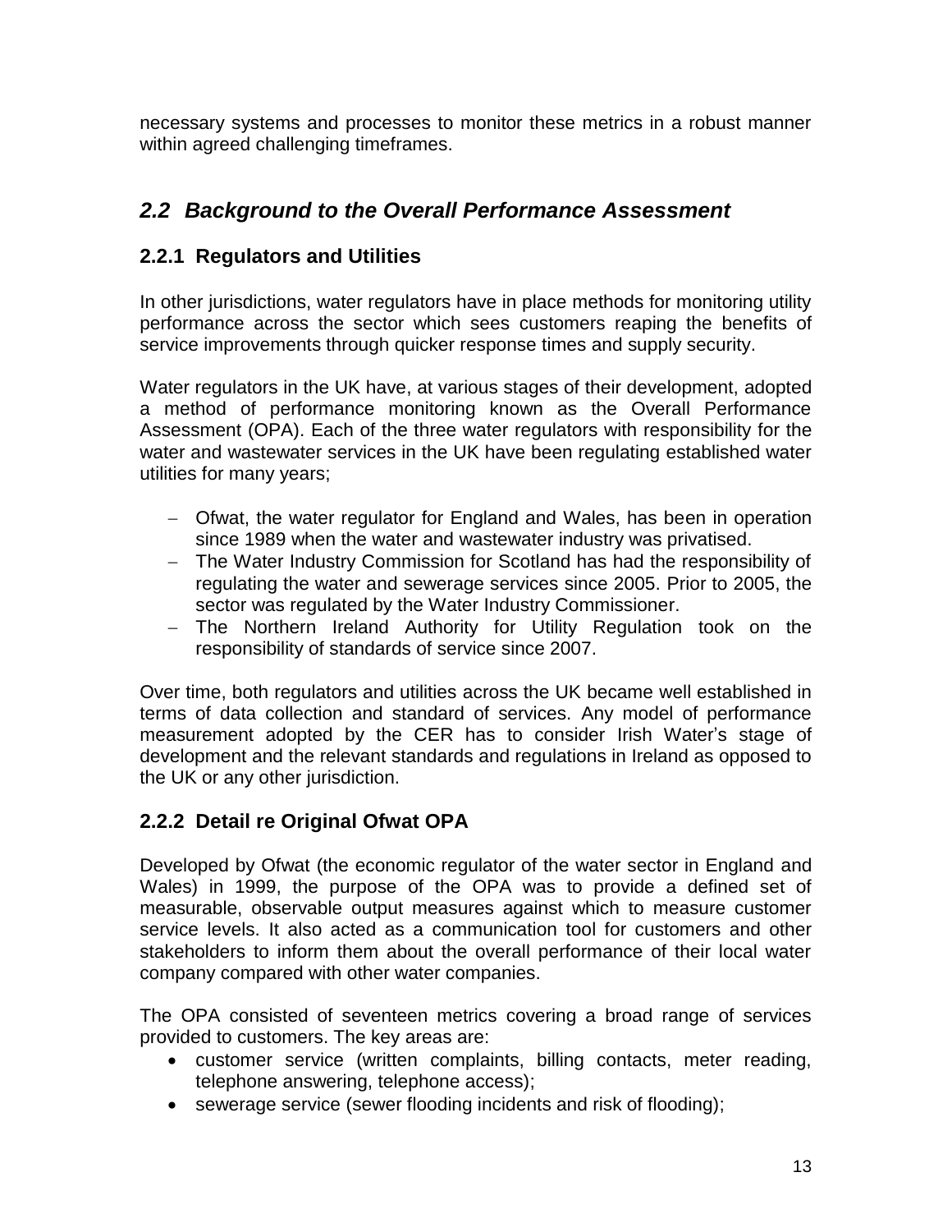necessary systems and processes to monitor these metrics in a robust manner within agreed challenging timeframes.

## *2.2 Background to the Overall Performance Assessment*

### 2.2.1 Regulators and Utilities

In other jurisdictions, water regulators have in place methods for monitoring utility performance across the sector which sees customers reaping the benefits of service improvements through quicker response times and supply security.

Water regulators in the UK have, at various stages of their development, adopted a method of performance monitoring known as the Overall Performance Assessment (OPA). Each of the three water regulators with responsibility for the water and wastewater services in the UK have been regulating established water utilities for many years;

- Ofwat, the water regulator for England and Wales, has been in operation since 1989 when the water and wastewater industry was privatised.
- The Water Industry Commission for Scotland has had the responsibility of regulating the water and sewerage services since 2005. Prior to 2005, the sector was regulated by the Water Industry Commissioner.
- The Northern Ireland Authority for Utility Regulation took on the responsibility of standards of service since 2007.

Over time, both regulators and utilities across the UK became well established in terms of data collection and standard of services. Any model of performance measurement adopted by the CER has to consider Irish Water's stage of development and the relevant standards and regulations in Ireland as opposed to the UK or any other jurisdiction.

### 2.2.2 Detail re Original Ofwat OPA

Developed by Ofwat (the economic regulator of the water sector in England and Wales) in 1999, the purpose of the OPA was to provide a defined set of measurable, observable output measures against which to measure customer service levels. It also acted as a communication tool for customers and other stakeholders to inform them about the overall performance of their local water company compared with other water companies.

The OPA consisted of seventeen metrics covering a broad range of services provided to customers. The key areas are:

- customer service (written complaints, billing contacts, meter reading, telephone answering, telephone access);
- sewerage service (sewer flooding incidents and risk of flooding);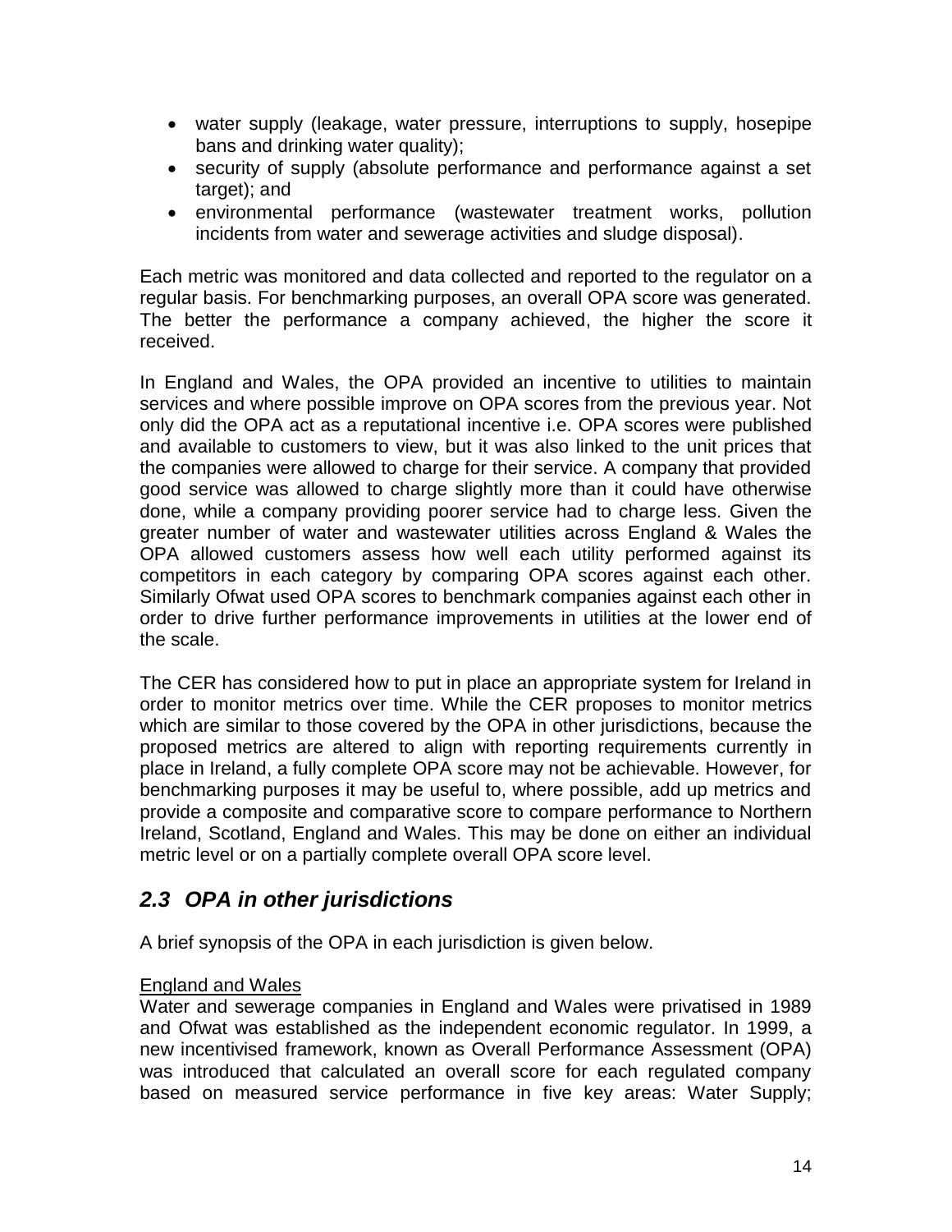- water supply (leakage, water pressure, interruptions to supply, hosepipe bans and drinking water quality);
- security of supply (absolute performance and performance against a set target); and
- environmental performance (wastewater treatment works, pollution incidents from water and sewerage activities and sludge disposal).

Each metric was monitored and data collected and reported to the regulator on a regular basis. For benchmarking purposes, an overall OPA score was generated. The better the performance a company achieved, the higher the score it received.

In England and Wales, the OPA provided an incentive to utilities to maintain services and where possible improve on OPA scores from the previous year. Not only did the OPA act as a reputational incentive i.e. OPA scores were published and available to customers to view, but it was also linked to the unit prices that the companies were allowed to charge for their service. A company that provided good service was allowed to charge slightly more than it could have otherwise done, while a company providing poorer service had to charge less. Given the greater number of water and wastewater utilities across England & Wales the OPA allowed customers assess how well each utility performed against its competitors in each category by comparing OPA scores against each other. Similarly Ofwat used OPA scores to benchmark companies against each other in order to drive further performance improvements in utilities at the lower end of the scale.

The CER has considered how to put in place an appropriate system for Ireland in order to monitor metrics over time. While the CER proposes to monitor metrics which are similar to those covered by the OPA in other jurisdictions, because the proposed metrics are altered to align with reporting requirements currently in place in Ireland, a fully complete OPA score may not be achievable. However, for benchmarking purposes it may be useful to, where possible, add up metrics and provide a composite and comparative score to compare performance to Northern Ireland, Scotland, England and Wales. This may be done on either an individual metric level or on a partially complete overall OPA score level.

## *2.3 OPA in other jurisdictions*

A brief synopsis of the OPA in each jurisdiction is given below.

<u>England and Wales</u>

Water and sewerage companies in England and Wales were privatised in 1989 and Ofwat was established as the independent economic regulator. In 1999, a new incentivised framework, known as Overall Performance Assessment (OPA) was introduced that calculated an overall score for each regulated company based on measured service performance in five key areas: Water Supply;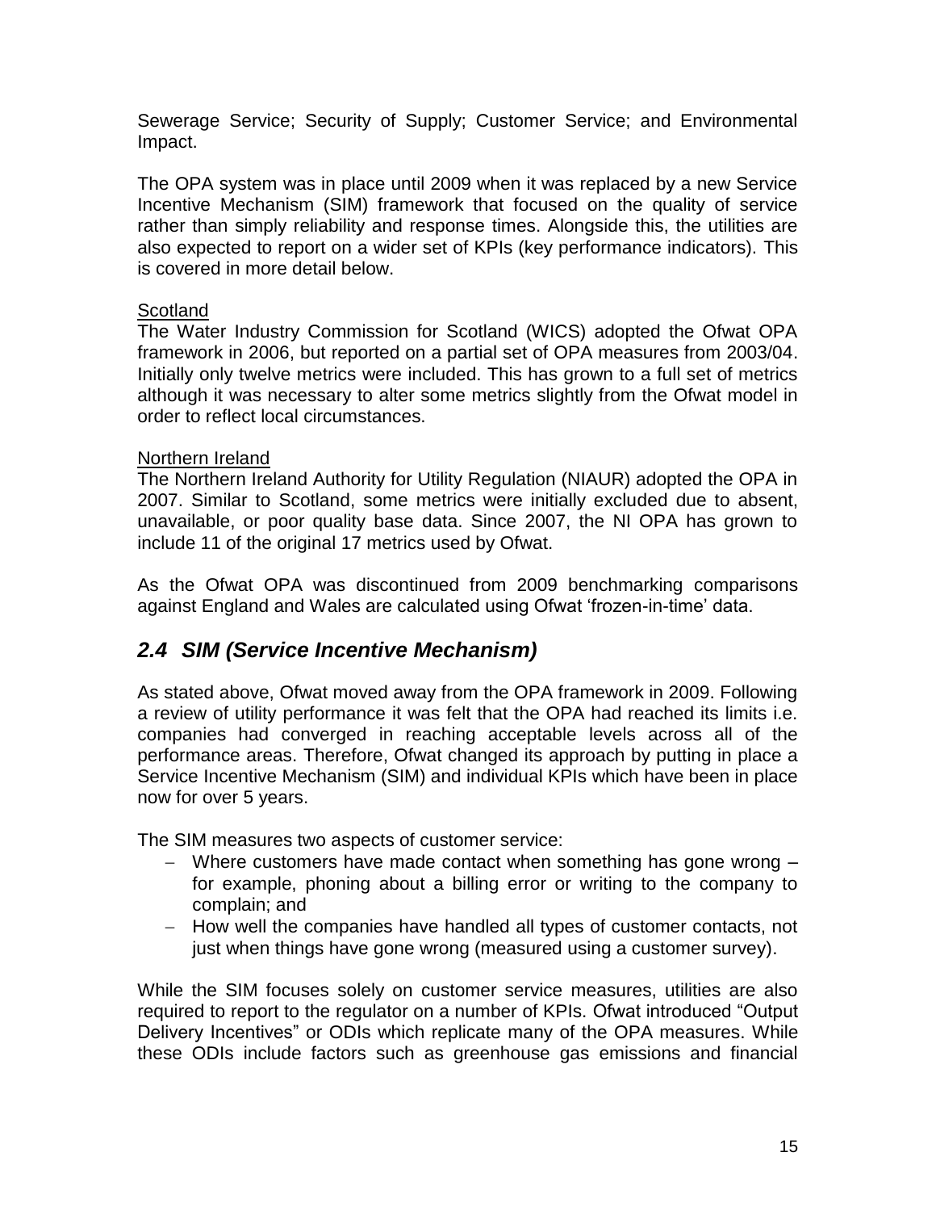Sewerage Service; Security of Supply; Customer Service; and Environmental Impact.

The OPA system was in place until 2009 when it was replaced by a new Service Incentive Mechanism (SIM) framework that focused on the quality of service rather than simply reliability and response times. Alongside this, the utilities are also expected to report on a wider set of KPIs (key performance indicators). This is covered in more detail below.

Scotland

The Water Industry Commission for Scotland (WICS) adopted the Ofwat OPA framework in 2006, but reported on a partial set of OPA measures from 2003/04. Initially only twelve metrics were included. This has grown to a full set of metrics although it was necessary to alter some metrics slightly from the Ofwat model in order to reflect local circumstances.

Northern Ireland

The Northern Ireland Authority for Utility Regulation (NIAUR) adopted the OPA in 2007. Similar to Scotland, some metrics were initially excluded due to absent, unavailable, or poor quality base data. Since 2007, the NI OPA has grown to include 11 of the original 17 metrics used by Ofwat.

As the Ofwat OPA was discontinued from 2009 benchmarking comparisons against England and Wales are calculated using Ofwat 'frozen-in-time' data.

## *2.4 SIM (Service Incentive Mechanism)*

As stated above, Ofwat moved away from the OPA framework in 2009. Following a review of utility performance it was felt that the OPA had reached its limits i.e. companies had converged in reaching acceptable levels across all of the performance areas. Therefore, Ofwat changed its approach by putting in place a Service Incentive Mechanism (SIM) and individual KPIs which have been in place now for over 5 years.

The SIM measures two aspects of customer service:

- Where customers have made contact when something has gone wrong – for example, phoning about a billing error or writing to the company to complain; and
- How well the companies have handled all types of customer contacts, not just when things have gone wrong (measured using a customer survey).

While the SIM focuses solely on customer service measures, utilities are also required to report to the regulator on a number of KPIs. Ofwat introduced "Output Delivery Incentives" or ODIs which replicate many of the OPA measures. While these ODIs include factors such as greenhouse gas emissions and financial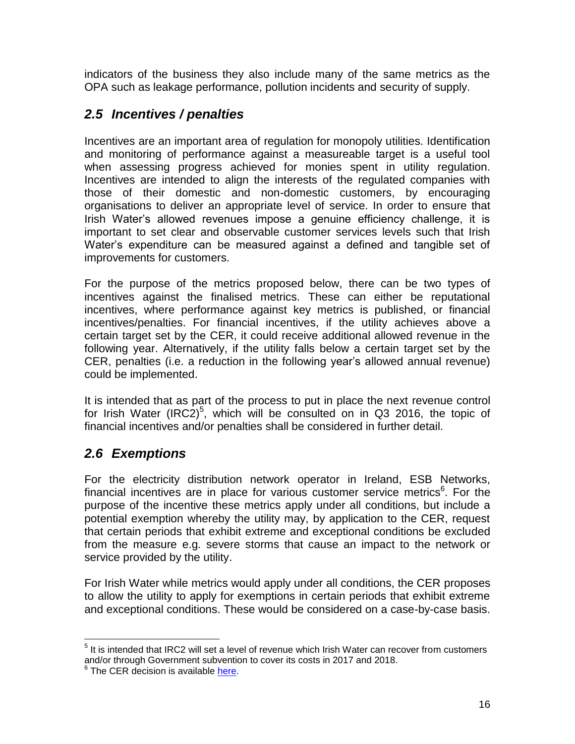indicators of the business they also include many of the same metrics as the OPA such as leakage performance, pollution incidents and security of supply.

## *2.5 Incentives / penalties*

Incentives are an important area of regulation for monopoly utilities. Identification and monitoring of performance against a measureable target is a useful tool when assessing progress achieved for monies spent in utility regulation. Incentives are intended to align the interests of the regulated companies with those of their domestic and non-domestic customers, by encouraging organisations to deliver an appropriate level of service. In order to ensure that Irish Water's allowed revenues impose a genuine efficiency challenge, it is important to set clear and observable customer services levels such that Irish Water's expenditure can be measured against a defined and tangible set of improvements for customers.

For the purpose of the metrics proposed below, there can be two types of incentives against the finalised metrics. These can either be reputational incentives, where performance against key metrics is published, or financial incentives/penalties. For financial incentives, if the utility achieves above a certain target set by the CER, it could receive additional allowed revenue in the following year. Alternatively, if the utility falls below a certain target set by the CER, penalties (i.e. a reduction in the following year's allowed annual revenue) could be implemented.

It is intended that as part of the process to put in place the next revenue control for Irish Water (IRC2)[5], which will be consulted on in Q3 2016, the topic of financial incentives and/or penalties shall be considered in further detail.

## *2.6 Exemptions*

For the electricity distribution network operator in Ireland, ESB Networks, financial incentives are in place for various customer service metrics[6]. For the purpose of the incentive these metrics apply under all conditions, but include a potential exemption whereby the utility may, by application to the CER, request that certain periods that exhibit extreme and exceptional conditions be excluded from the measure e.g. severe storms that cause an impact to the network or service provided by the utility.

For Irish Water while metrics would apply under all conditions, the CER proposes to allow the utility to apply for exemptions in certain periods that exhibit extreme and exceptional conditions. These would be considered on a case-by-case basis.

---

[5] It is intended that IRC2 will set a level of revenue which Irish Water can recover from customers and/or through Government subvention to cover its costs in 2017 and 2018.

[6] The CER decision is available here.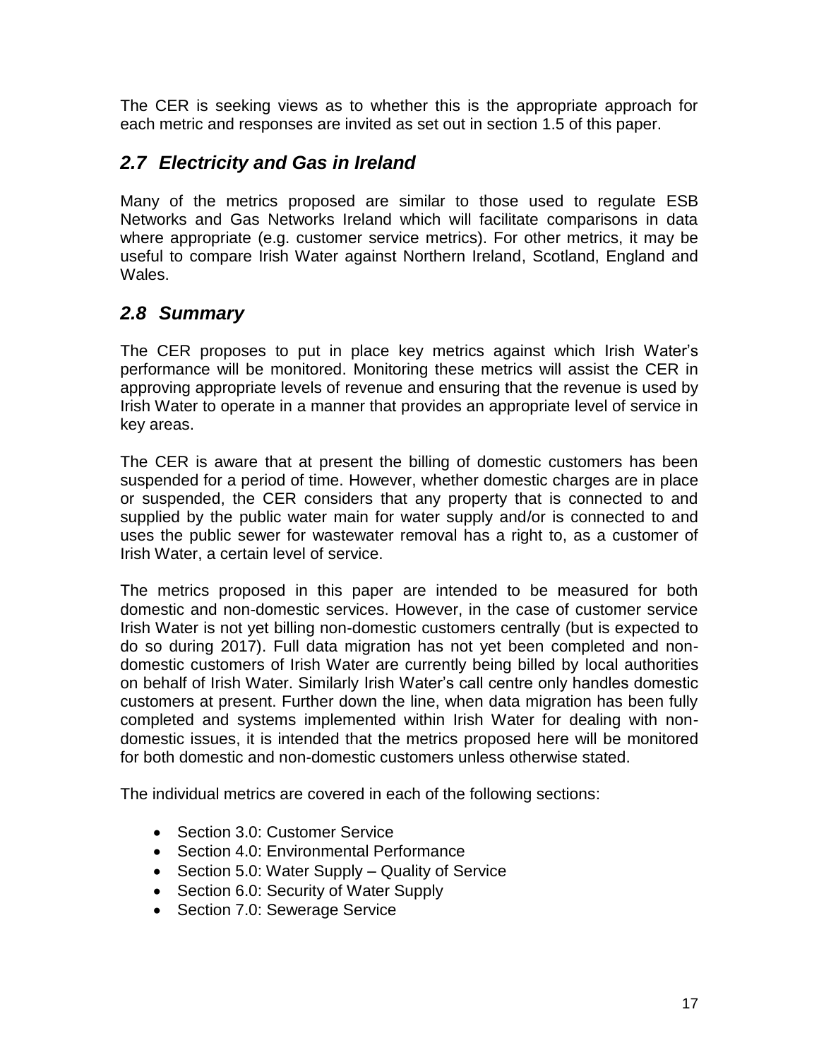The CER is seeking views as to whether this is the appropriate approach for each metric and responses are invited as set out in section 1.5 of this paper.

## *2.7 Electricity and Gas in Ireland*

Many of the metrics proposed are similar to those used to regulate ESB Networks and Gas Networks Ireland which will facilitate comparisons in data where appropriate (e.g. customer service metrics). For other metrics, it may be useful to compare Irish Water against Northern Ireland, Scotland, England and Wales.

## *2.8 Summary*

The CER proposes to put in place key metrics against which Irish Water's performance will be monitored. Monitoring these metrics will assist the CER in approving appropriate levels of revenue and ensuring that the revenue is used by Irish Water to operate in a manner that provides an appropriate level of service in key areas.

The CER is aware that at present the billing of domestic customers has been suspended for a period of time. However, whether domestic charges are in place or suspended, the CER considers that any property that is connected to and supplied by the public water main for water supply and/or is connected to and uses the public sewer for wastewater removal has a right to, as a customer of Irish Water, a certain level of service.

The metrics proposed in this paper are intended to be measured for both domestic and non-domestic services. However, in the case of customer service Irish Water is not yet billing non-domestic customers centrally (but is expected to do so during 2017). Full data migration has not yet been completed and non-domestic customers of Irish Water are currently being billed by local authorities on behalf of Irish Water. Similarly Irish Water's call centre only handles domestic customers at present. Further down the line, when data migration has been fully completed and systems implemented within Irish Water for dealing with non-domestic issues, it is intended that the metrics proposed here will be monitored for both domestic and non-domestic customers unless otherwise stated.

The individual metrics are covered in each of the following sections:

- Section 3.0: Customer Service
- Section 4.0: Environmental Performance
- Section 5.0: Water Supply – Quality of Service
- Section 6.0: Security of Water Supply
- Section 7.0: Sewerage Service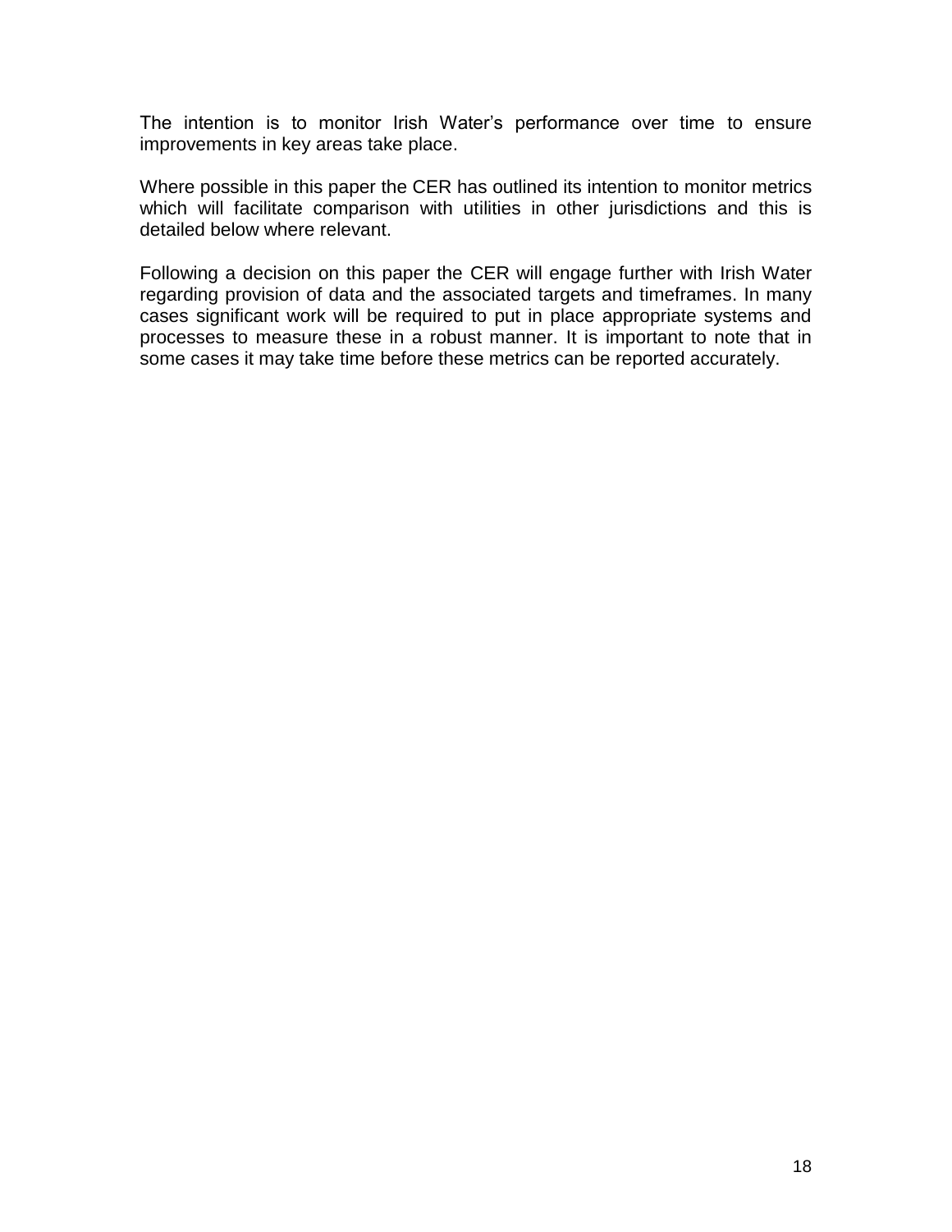The intention is to monitor Irish Water's performance over time to ensure improvements in key areas take place.

Where possible in this paper the CER has outlined its intention to monitor metrics which will facilitate comparison with utilities in other jurisdictions and this is detailed below where relevant.

Following a decision on this paper the CER will engage further with Irish Water regarding provision of data and the associated targets and timeframes. In many cases significant work will be required to put in place appropriate systems and processes to measure these in a robust manner. It is important to note that in some cases it may take time before these metrics can be reported accurately.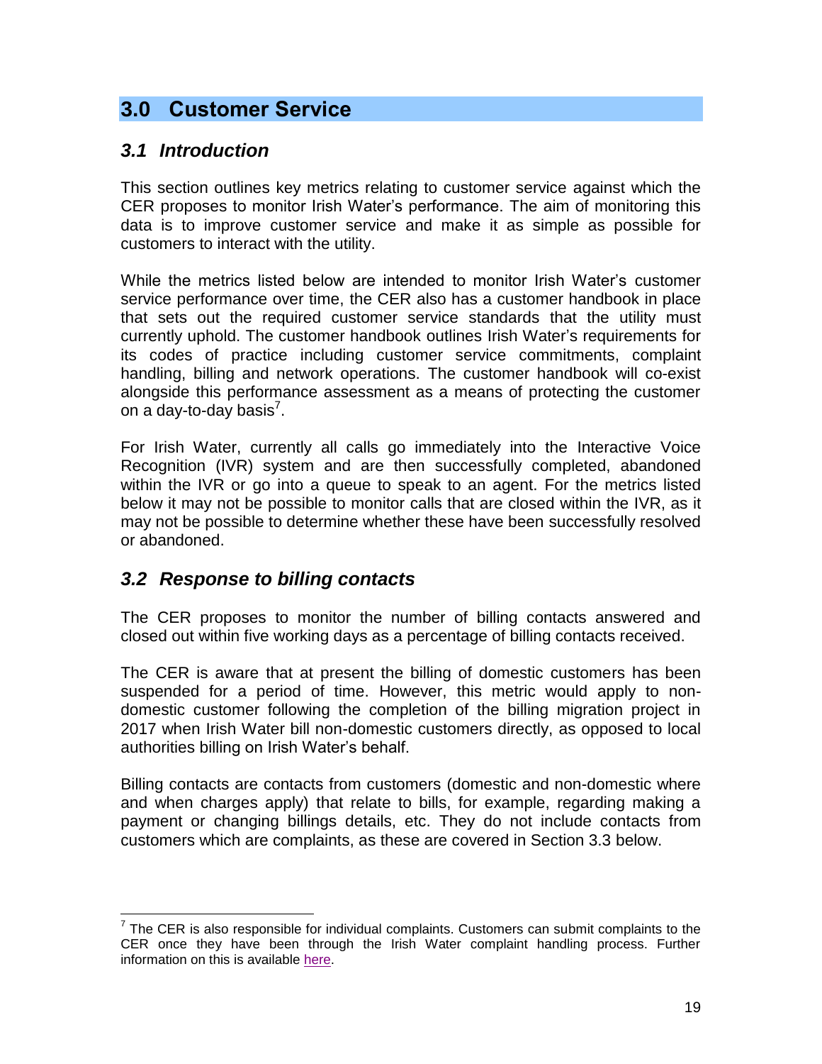## 3.0 Customer Service

### *3.1 Introduction*

This section outlines key metrics relating to customer service against which the CER proposes to monitor Irish Water's performance. The aim of monitoring this data is to improve customer service and make it as simple as possible for customers to interact with the utility.

While the metrics listed below are intended to monitor Irish Water's customer service performance over time, the CER also has a customer handbook in place that sets out the required customer service standards that the utility must currently uphold. The customer handbook outlines Irish Water's requirements for its codes of practice including customer service commitments, complaint handling, billing and network operations. The customer handbook will co-exist alongside this performance assessment as a means of protecting the customer on a day-to-day basis[7].

For Irish Water, currently all calls go immediately into the Interactive Voice Recognition (IVR) system and are then successfully completed, abandoned within the IVR or go into a queue to speak to an agent. For the metrics listed below it may not be possible to monitor calls that are closed within the IVR, as it may not be possible to determine whether these have been successfully resolved or abandoned.

### *3.2 Response to billing contacts*

The CER proposes to monitor the number of billing contacts answered and closed out within five working days as a percentage of billing contacts received.

The CER is aware that at present the billing of domestic customers has been suspended for a period of time. However, this metric would apply to non-domestic customer following the completion of the billing migration project in 2017 when Irish Water bill non-domestic customers directly, as opposed to local authorities billing on Irish Water's behalf.

Billing contacts are contacts from customers (domestic and non-domestic where and when charges apply) that relate to bills, for example, regarding making a payment or changing billings details, etc. They do not include contacts from customers which are complaints, as these are covered in Section 3.3 below.

---

[7] The CER is also responsible for individual complaints. Customers can submit complaints to the CER once they have been through the Irish Water complaint handling process. Further information on this is available here.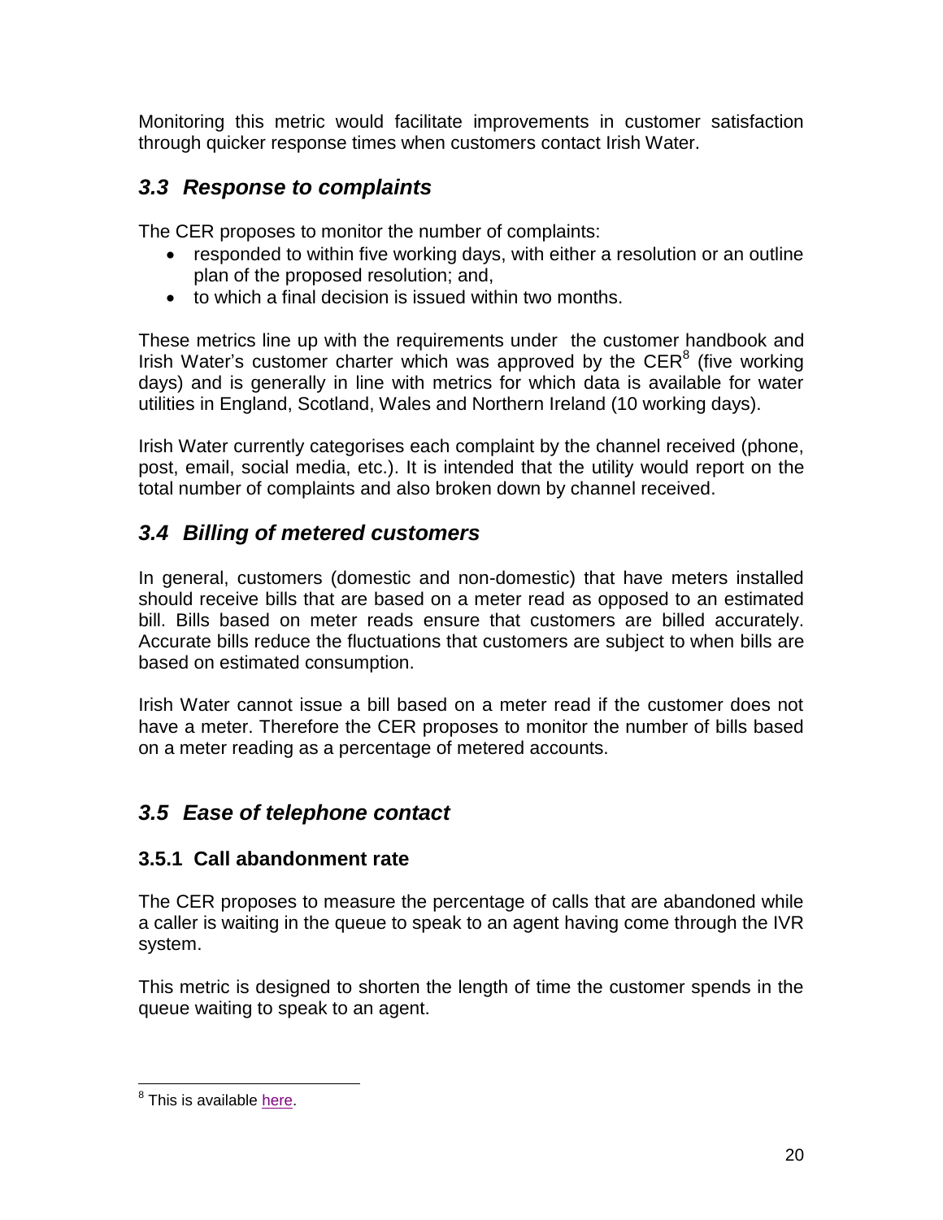Monitoring this metric would facilitate improvements in customer satisfaction through quicker response times when customers contact Irish Water.

## *3.3 Response to complaints*

The CER proposes to monitor the number of complaints:

- responded to within five working days, with either a resolution or an outline plan of the proposed resolution; and,
- to which a final decision is issued within two months.

These metrics line up with the requirements under the customer handbook and Irish Water's customer charter which was approved by the CER[8] (five working days) and is generally in line with metrics for which data is available for water utilities in England, Scotland, Wales and Northern Ireland (10 working days).

Irish Water currently categorises each complaint by the channel received (phone, post, email, social media, etc.). It is intended that the utility would report on the total number of complaints and also broken down by channel received.

## *3.4 Billing of metered customers*

In general, customers (domestic and non-domestic) that have meters installed should receive bills that are based on a meter read as opposed to an estimated bill. Bills based on meter reads ensure that customers are billed accurately. Accurate bills reduce the fluctuations that customers are subject to when bills are based on estimated consumption.

Irish Water cannot issue a bill based on a meter read if the customer does not have a meter. Therefore the CER proposes to monitor the number of bills based on a meter reading as a percentage of metered accounts.

## *3.5 Ease of telephone contact*

### 3.5.1 Call abandonment rate

The CER proposes to measure the percentage of calls that are abandoned while a caller is waiting in the queue to speak to an agent having come through the IVR system.

This metric is designed to shorten the length of time the customer spends in the queue waiting to speak to an agent.

---

[8] This is available here.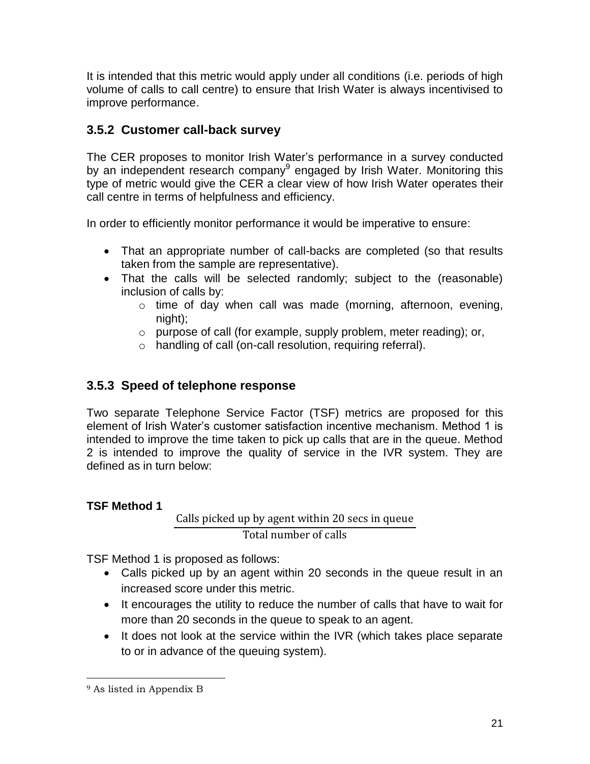It is intended that this metric would apply under all conditions (i.e. periods of high volume of calls to call centre) to ensure that Irish Water is always incentivised to improve performance.

### 3.5.2 Customer call-back survey

The CER proposes to monitor Irish Water's performance in a survey conducted by an independent research company[9] engaged by Irish Water. Monitoring this type of metric would give the CER a clear view of how Irish Water operates their call centre in terms of helpfulness and efficiency.

In order to efficiently monitor performance it would be imperative to ensure:

- That an appropriate number of call-backs are completed (so that results taken from the sample are representative).
- That the calls will be selected randomly; subject to the (reasonable) inclusion of calls by:
  - time of day when call was made (morning, afternoon, evening, night);
  - purpose of call (for example, supply problem, meter reading); or,
  - handling of call (on-call resolution, requiring referral).

### 3.5.3 Speed of telephone response

Two separate Telephone Service Factor (TSF) metrics are proposed for this element of Irish Water's customer satisfaction incentive mechanism. Method 1 is intended to improve the time taken to pick up calls that are in the queue. Method 2 is intended to improve the quality of service in the IVR system. They are defined as in turn below:

**TSF Method 1**

$$\frac{\text{Calls picked up by agent within 20 secs in queue}}{\text{Total number of calls}}$$

TSF Method 1 is proposed as follows:

- Calls picked up by an agent within 20 seconds in the queue result in an increased score under this metric.
- It encourages the utility to reduce the number of calls that have to wait for more than 20 seconds in the queue to speak to an agent.
- It does not look at the service within the IVR (which takes place separate to or in advance of the queuing system).

[9] As listed in Appendix B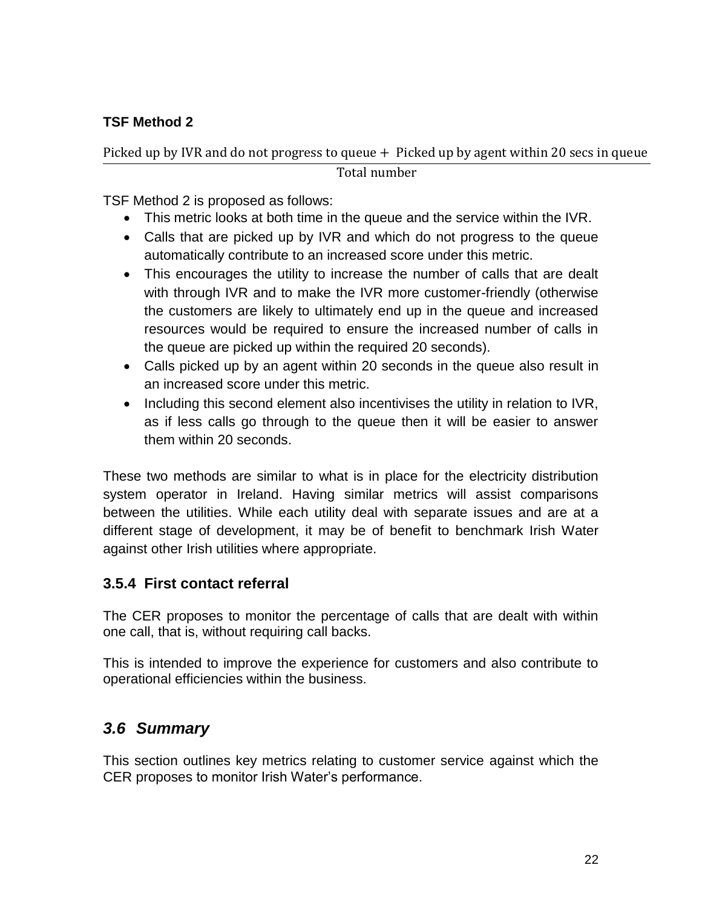**TSF Method 2**

$$\frac{\text{Picked up by IVR and do not progress to queue} + \text{Picked up by agent within 20 secs in queue}}{\text{Total number}}$$

TSF Method 2 is proposed as follows:

- This metric looks at both time in the queue and the service within the IVR.
- Calls that are picked up by IVR and which do not progress to the queue automatically contribute to an increased score under this metric.
- This encourages the utility to increase the number of calls that are dealt with through IVR and to make the IVR more customer-friendly (otherwise the customers are likely to ultimately end up in the queue and increased resources would be required to ensure the increased number of calls in the queue are picked up within the required 20 seconds).
- Calls picked up by an agent within 20 seconds in the queue also result in an increased score under this metric.
- Including this second element also incentivises the utility in relation to IVR, as if less calls go through to the queue then it will be easier to answer them within 20 seconds.

These two methods are similar to what is in place for the electricity distribution system operator in Ireland. Having similar metrics will assist comparisons between the utilities. While each utility deal with separate issues and are at a different stage of development, it may be of benefit to benchmark Irish Water against other Irish utilities where appropriate.

### 3.5.4 First contact referral

The CER proposes to monitor the percentage of calls that are dealt with within one call, that is, without requiring call backs.

This is intended to improve the experience for customers and also contribute to operational efficiencies within the business.

## *3.6 Summary*

This section outlines key metrics relating to customer service against which the CER proposes to monitor Irish Water's performance.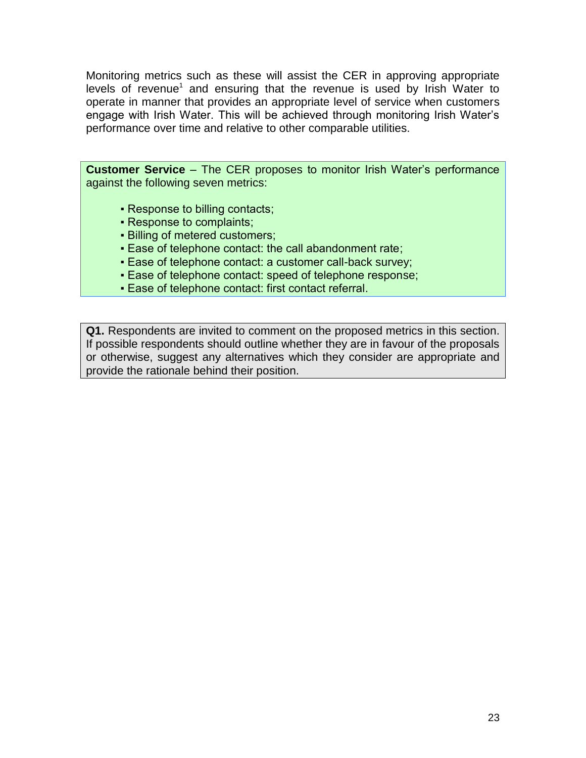Monitoring metrics such as these will assist the CER in approving appropriate levels of revenue[1] and ensuring that the revenue is used by Irish Water to operate in manner that provides an appropriate level of service when customers engage with Irish Water. This will be achieved through monitoring Irish Water's performance over time and relative to other comparable utilities.

**Customer Service** – The CER proposes to monitor Irish Water's performance against the following seven metrics:

- Response to billing contacts;
- Response to complaints;
- Billing of metered customers;
- Ease of telephone contact: the call abandonment rate;
- Ease of telephone contact: a customer call-back survey;
- Ease of telephone contact: speed of telephone response;
- Ease of telephone contact: first contact referral.

**Q1.** Respondents are invited to comment on the proposed metrics in this section. If possible respondents should outline whether they are in favour of the proposals or otherwise, suggest any alternatives which they consider are appropriate and provide the rationale behind their position.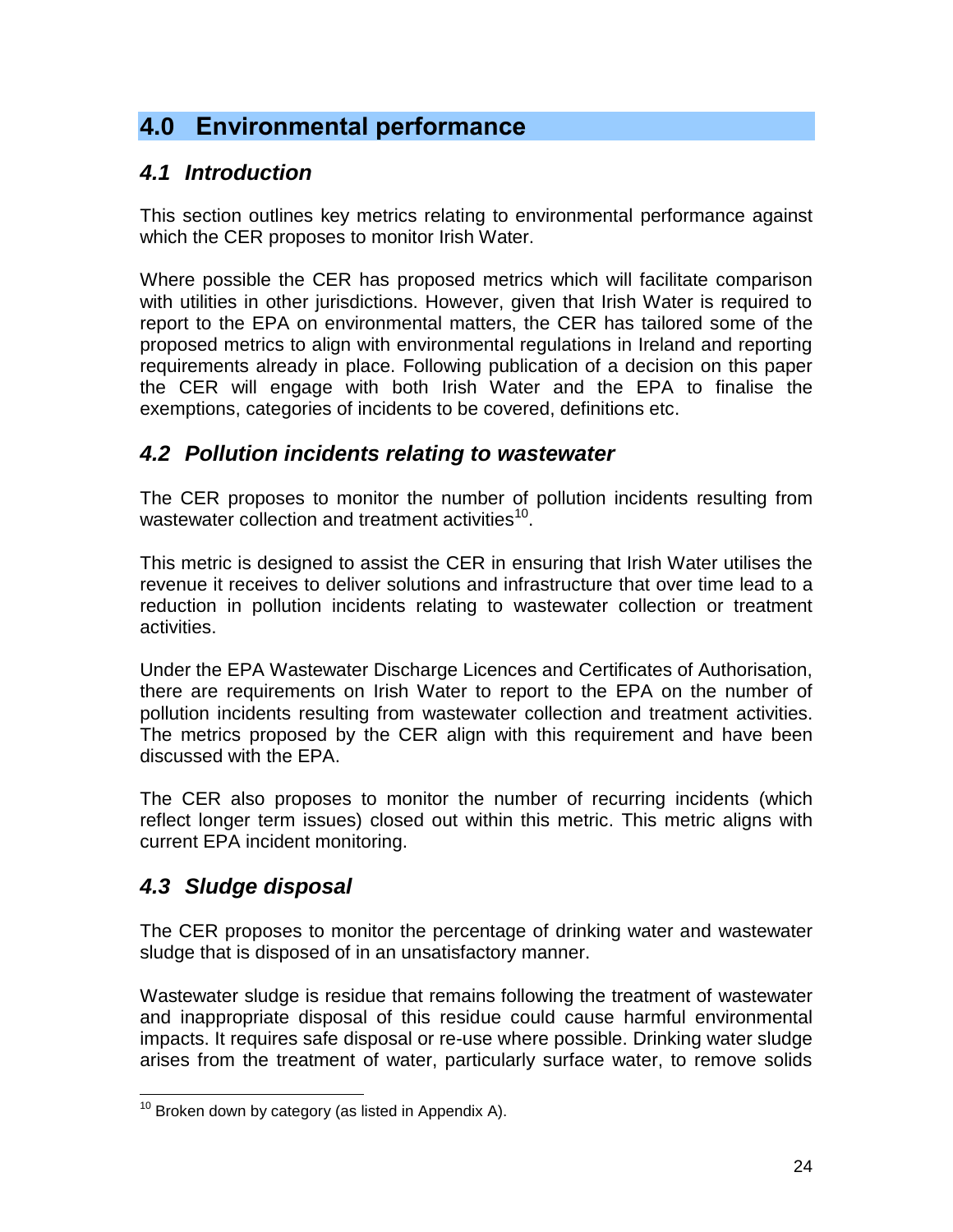# 4.0 Environmental performance

## *4.1 Introduction*

This section outlines key metrics relating to environmental performance against which the CER proposes to monitor Irish Water.

Where possible the CER has proposed metrics which will facilitate comparison with utilities in other jurisdictions. However, given that Irish Water is required to report to the EPA on environmental matters, the CER has tailored some of the proposed metrics to align with environmental regulations in Ireland and reporting requirements already in place. Following publication of a decision on this paper the CER will engage with both Irish Water and the EPA to finalise the exemptions, categories of incidents to be covered, definitions etc.

## *4.2 Pollution incidents relating to wastewater*

The CER proposes to monitor the number of pollution incidents resulting from wastewater collection and treatment activities[10].

This metric is designed to assist the CER in ensuring that Irish Water utilises the revenue it receives to deliver solutions and infrastructure that over time lead to a reduction in pollution incidents relating to wastewater collection or treatment activities.

Under the EPA Wastewater Discharge Licences and Certificates of Authorisation, there are requirements on Irish Water to report to the EPA on the number of pollution incidents resulting from wastewater collection and treatment activities. The metrics proposed by the CER align with this requirement and have been discussed with the EPA.

The CER also proposes to monitor the number of recurring incidents (which reflect longer term issues) closed out within this metric. This metric aligns with current EPA incident monitoring.

## *4.3 Sludge disposal*

The CER proposes to monitor the percentage of drinking water and wastewater sludge that is disposed of in an unsatisfactory manner.

Wastewater sludge is residue that remains following the treatment of wastewater and inappropriate disposal of this residue could cause harmful environmental impacts. It requires safe disposal or re-use where possible. Drinking water sludge arises from the treatment of water, particularly surface water, to remove solids

---

[10] Broken down by category (as listed in Appendix A).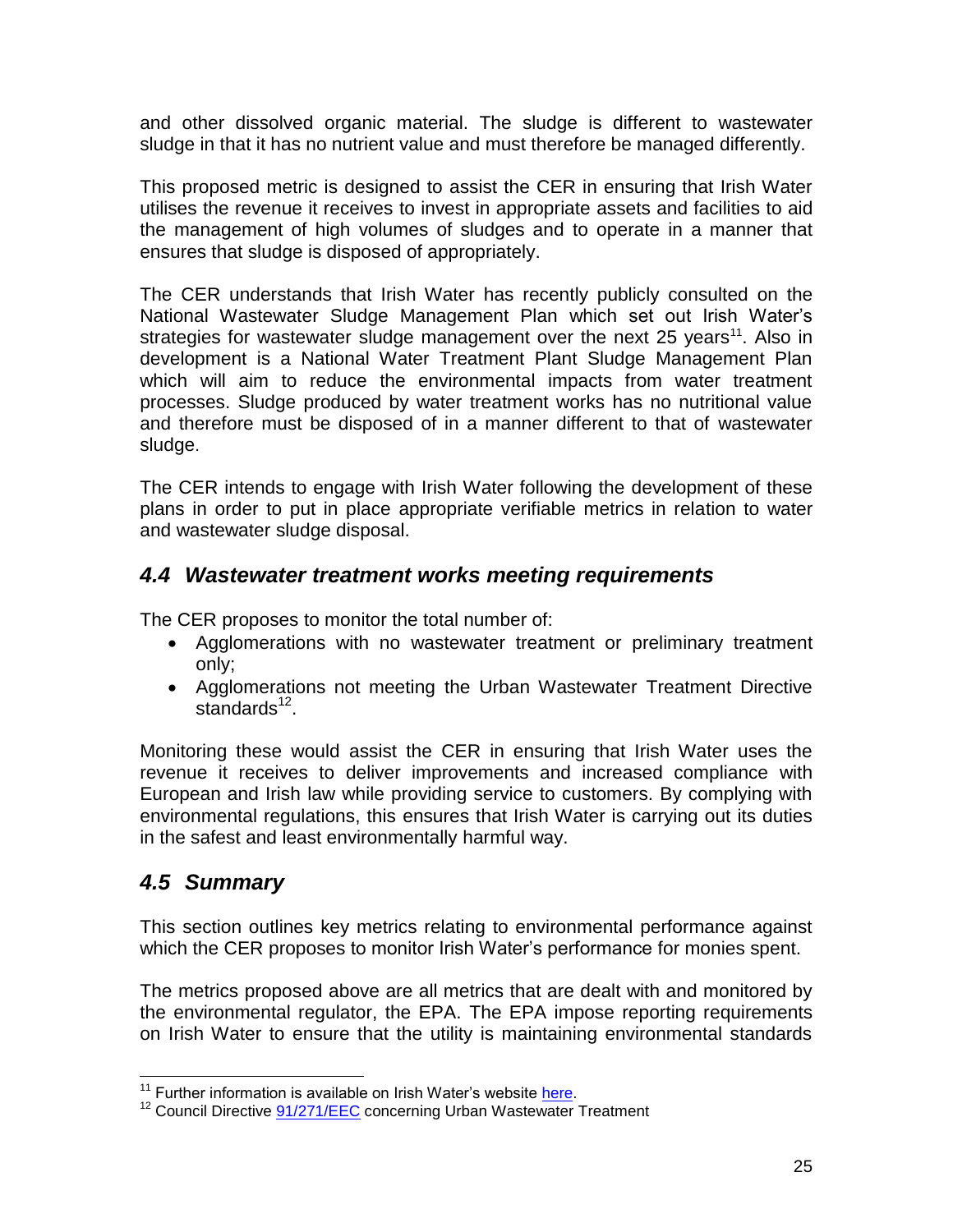and other dissolved organic material. The sludge is different to wastewater sludge in that it has no nutrient value and must therefore be managed differently.

This proposed metric is designed to assist the CER in ensuring that Irish Water utilises the revenue it receives to invest in appropriate assets and facilities to aid the management of high volumes of sludges and to operate in a manner that ensures that sludge is disposed of appropriately.

The CER understands that Irish Water has recently publicly consulted on the National Wastewater Sludge Management Plan which set out Irish Water's strategies for wastewater sludge management over the next 25 years[11]. Also in development is a National Water Treatment Plant Sludge Management Plan which will aim to reduce the environmental impacts from water treatment processes. Sludge produced by water treatment works has no nutritional value and therefore must be disposed of in a manner different to that of wastewater sludge.

The CER intends to engage with Irish Water following the development of these plans in order to put in place appropriate verifiable metrics in relation to water and wastewater sludge disposal.

## *4.4 Wastewater treatment works meeting requirements*

The CER proposes to monitor the total number of:

- Agglomerations with no wastewater treatment or preliminary treatment only;
- Agglomerations not meeting the Urban Wastewater Treatment Directive standards[12].

Monitoring these would assist the CER in ensuring that Irish Water uses the revenue it receives to deliver improvements and increased compliance with European and Irish law while providing service to customers. By complying with environmental regulations, this ensures that Irish Water is carrying out its duties in the safest and least environmentally harmful way.

## *4.5 Summary*

This section outlines key metrics relating to environmental performance against which the CER proposes to monitor Irish Water's performance for monies spent.

The metrics proposed above are all metrics that are dealt with and monitored by the environmental regulator, the EPA. The EPA impose reporting requirements on Irish Water to ensure that the utility is maintaining environmental standards

---

[11] Further information is available on Irish Water's website here.

[12] Council Directive 91/271/EEC concerning Urban Wastewater Treatment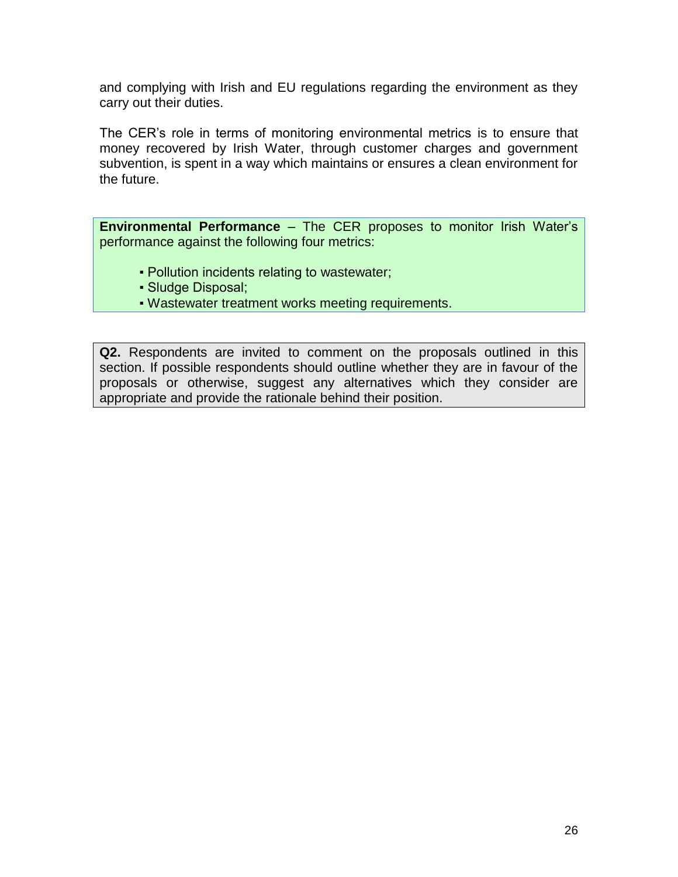and complying with Irish and EU regulations regarding the environment as they carry out their duties.

The CER's role in terms of monitoring environmental metrics is to ensure that money recovered by Irish Water, through customer charges and government subvention, is spent in a way which maintains or ensures a clean environment for the future.

**Environmental Performance** – The CER proposes to monitor Irish Water's performance against the following four metrics:

- Pollution incidents relating to wastewater;
- Sludge Disposal;
- Wastewater treatment works meeting requirements.

**Q2.** Respondents are invited to comment on the proposals outlined in this section. If possible respondents should outline whether they are in favour of the proposals or otherwise, suggest any alternatives which they consider are appropriate and provide the rationale behind their position.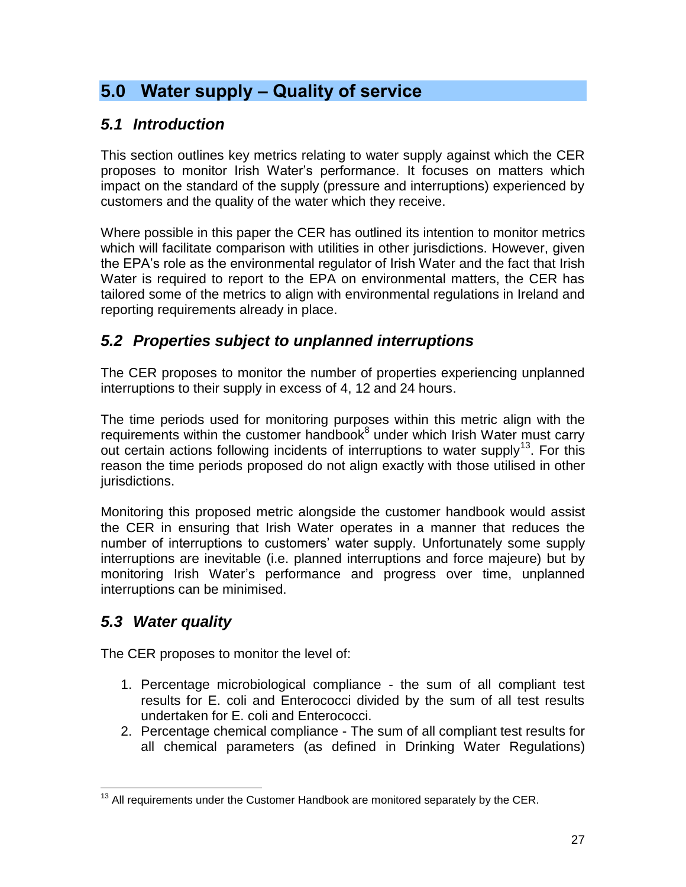## 5.0 Water supply – Quality of service

### *5.1 Introduction*

This section outlines key metrics relating to water supply against which the CER proposes to monitor Irish Water's performance. It focuses on matters which impact on the standard of the supply (pressure and interruptions) experienced by customers and the quality of the water which they receive.

Where possible in this paper the CER has outlined its intention to monitor metrics which will facilitate comparison with utilities in other jurisdictions. However, given the EPA's role as the environmental regulator of Irish Water and the fact that Irish Water is required to report to the EPA on environmental matters, the CER has tailored some of the metrics to align with environmental regulations in Ireland and reporting requirements already in place.

### *5.2 Properties subject to unplanned interruptions*

The CER proposes to monitor the number of properties experiencing unplanned interruptions to their supply in excess of 4, 12 and 24 hours.

The time periods used for monitoring purposes within this metric align with the requirements within the customer handbook[8] under which Irish Water must carry out certain actions following incidents of interruptions to water supply[13]. For this reason the time periods proposed do not align exactly with those utilised in other jurisdictions.

Monitoring this proposed metric alongside the customer handbook would assist the CER in ensuring that Irish Water operates in a manner that reduces the number of interruptions to customers' water supply. Unfortunately some supply interruptions are inevitable (i.e. planned interruptions and force majeure) but by monitoring Irish Water's performance and progress over time, unplanned interruptions can be minimised.

### *5.3 Water quality*

The CER proposes to monitor the level of:

1. Percentage microbiological compliance - the sum of all compliant test results for E. coli and Enterococci divided by the sum of all test results undertaken for E. coli and Enterococci.
2. Percentage chemical compliance - The sum of all compliant test results for all chemical parameters (as defined in Drinking Water Regulations)

---

[13] All requirements under the Customer Handbook are monitored separately by the CER.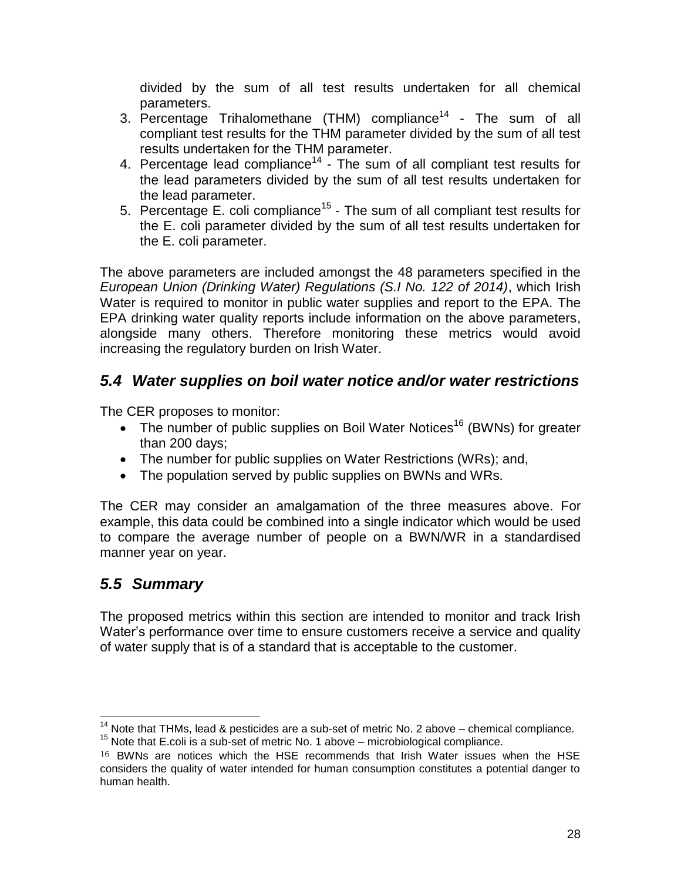divided by the sum of all test results undertaken for all chemical parameters.

3. Percentage Trihalomethane (THM) compliance[14] - The sum of all compliant test results for the THM parameter divided by the sum of all test results undertaken for the THM parameter.
4. Percentage lead compliance[14] - The sum of all compliant test results for the lead parameters divided by the sum of all test results undertaken for the lead parameter.
5. Percentage E. coli compliance[15] - The sum of all compliant test results for the E. coli parameter divided by the sum of all test results undertaken for the E. coli parameter.

The above parameters are included amongst the 48 parameters specified in the *European Union (Drinking Water) Regulations (S.I No. 122 of 2014)*, which Irish Water is required to monitor in public water supplies and report to the EPA. The EPA drinking water quality reports include information on the above parameters, alongside many others. Therefore monitoring these metrics would avoid increasing the regulatory burden on Irish Water.

## *5.4 Water supplies on boil water notice and/or water restrictions*

The CER proposes to monitor:

- The number of public supplies on Boil Water Notices[16] (BWNs) for greater than 200 days;
- The number for public supplies on Water Restrictions (WRs); and,
- The population served by public supplies on BWNs and WRs.

The CER may consider an amalgamation of the three measures above. For example, this data could be combined into a single indicator which would be used to compare the average number of people on a BWN/WR in a standardised manner year on year.

## *5.5 Summary*

The proposed metrics within this section are intended to monitor and track Irish Water's performance over time to ensure customers receive a service and quality of water supply that is of a standard that is acceptable to the customer.

---

[14] Note that THMs, lead & pesticides are a sub-set of metric No. 2 above – chemical compliance.

[15] Note that E.coli is a sub-set of metric No. 1 above – microbiological compliance.

[16] BWNs are notices which the HSE recommends that Irish Water issues when the HSE considers the quality of water intended for human consumption constitutes a potential danger to human health.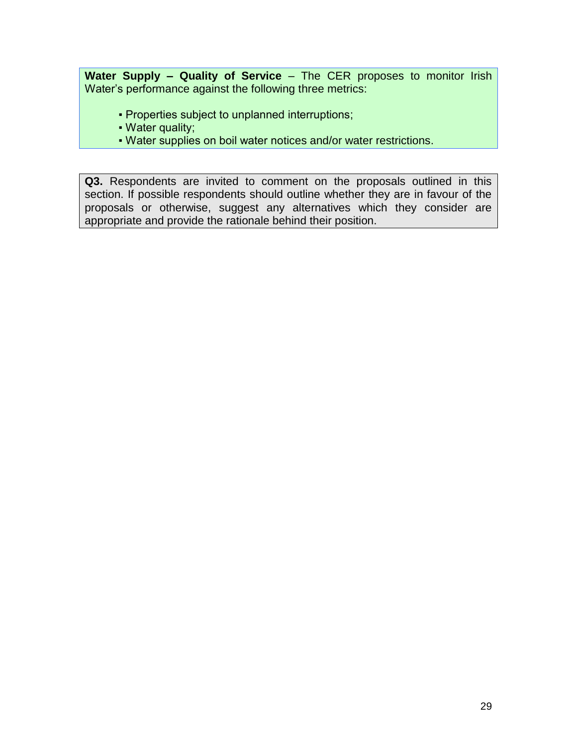**Water Supply – Quality of Service** – The CER proposes to monitor Irish Water's performance against the following three metrics:

- Properties subject to unplanned interruptions;
- Water quality;
- Water supplies on boil water notices and/or water restrictions.

**Q3.** Respondents are invited to comment on the proposals outlined in this section. If possible respondents should outline whether they are in favour of the proposals or otherwise, suggest any alternatives which they consider are appropriate and provide the rationale behind their position.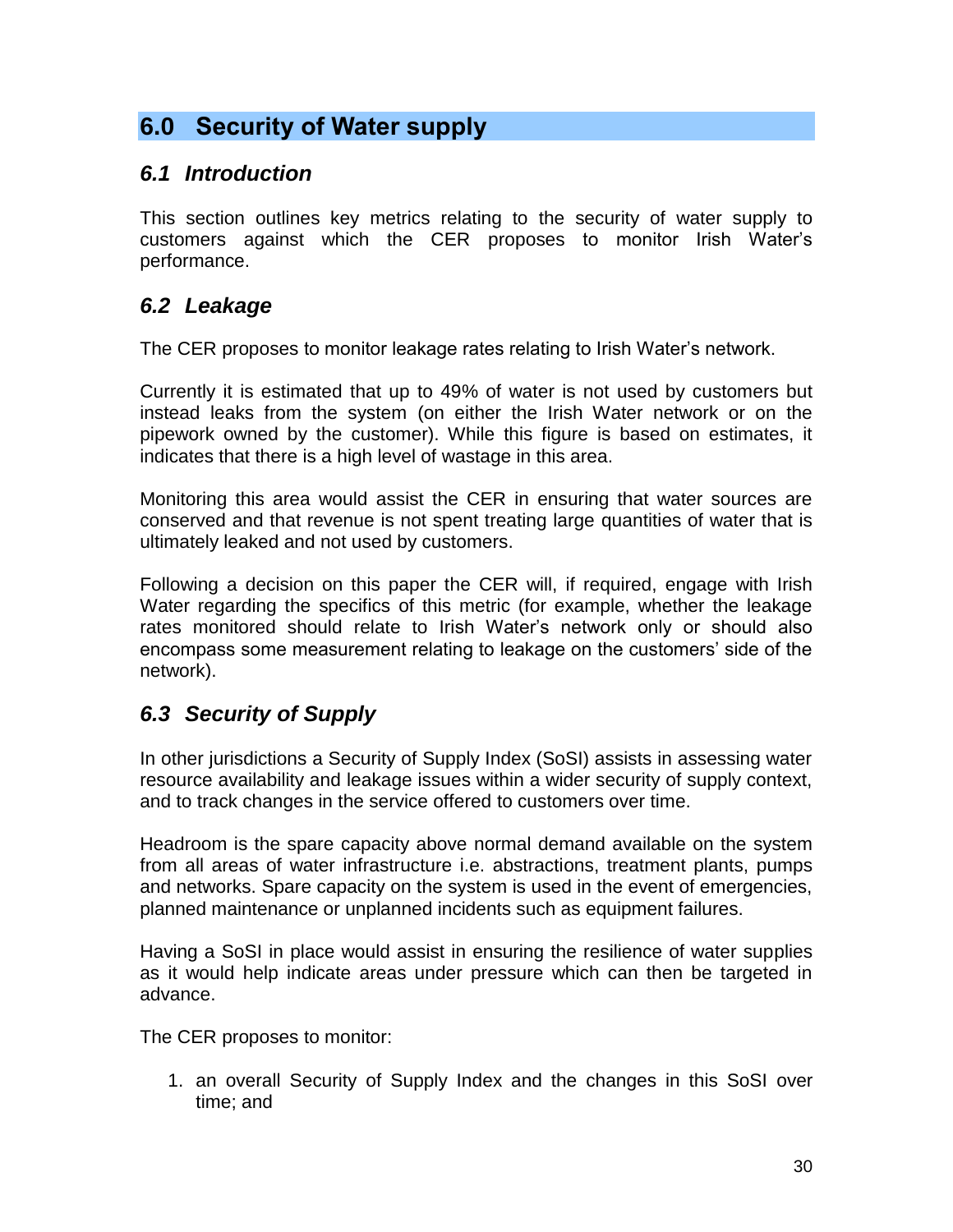## 6.0 Security of Water supply

### *6.1 Introduction*

This section outlines key metrics relating to the security of water supply to customers against which the CER proposes to monitor Irish Water's performance.

### *6.2 Leakage*

The CER proposes to monitor leakage rates relating to Irish Water's network.

Currently it is estimated that up to 49% of water is not used by customers but instead leaks from the system (on either the Irish Water network or on the pipework owned by the customer). While this figure is based on estimates, it indicates that there is a high level of wastage in this area.

Monitoring this area would assist the CER in ensuring that water sources are conserved and that revenue is not spent treating large quantities of water that is ultimately leaked and not used by customers.

Following a decision on this paper the CER will, if required, engage with Irish Water regarding the specifics of this metric (for example, whether the leakage rates monitored should relate to Irish Water's network only or should also encompass some measurement relating to leakage on the customers' side of the network).

### *6.3 Security of Supply*

In other jurisdictions a Security of Supply Index (SoSI) assists in assessing water resource availability and leakage issues within a wider security of supply context, and to track changes in the service offered to customers over time.

Headroom is the spare capacity above normal demand available on the system from all areas of water infrastructure i.e. abstractions, treatment plants, pumps and networks. Spare capacity on the system is used in the event of emergencies, planned maintenance or unplanned incidents such as equipment failures.

Having a SoSI in place would assist in ensuring the resilience of water supplies as it would help indicate areas under pressure which can then be targeted in advance.

The CER proposes to monitor:

1. an overall Security of Supply Index and the changes in this SoSI over time; and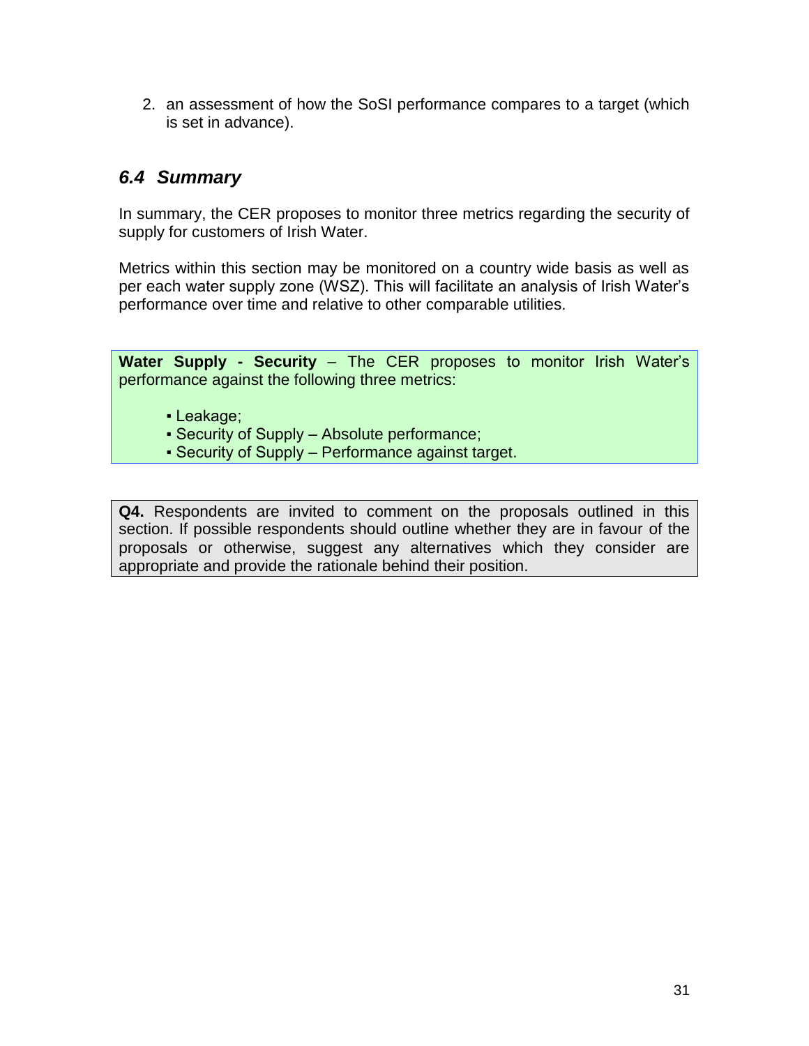2. an assessment of how the SoSI performance compares to a target (which is set in advance).

## *6.4 Summary*

In summary, the CER proposes to monitor three metrics regarding the security of supply for customers of Irish Water.

Metrics within this section may be monitored on a country wide basis as well as per each water supply zone (WSZ). This will facilitate an analysis of Irish Water's performance over time and relative to other comparable utilities.

**Water Supply - Security** – The CER proposes to monitor Irish Water's performance against the following three metrics:

- Leakage;
- Security of Supply – Absolute performance;
- Security of Supply – Performance against target.

**Q4.** Respondents are invited to comment on the proposals outlined in this section. If possible respondents should outline whether they are in favour of the proposals or otherwise, suggest any alternatives which they consider are appropriate and provide the rationale behind their position.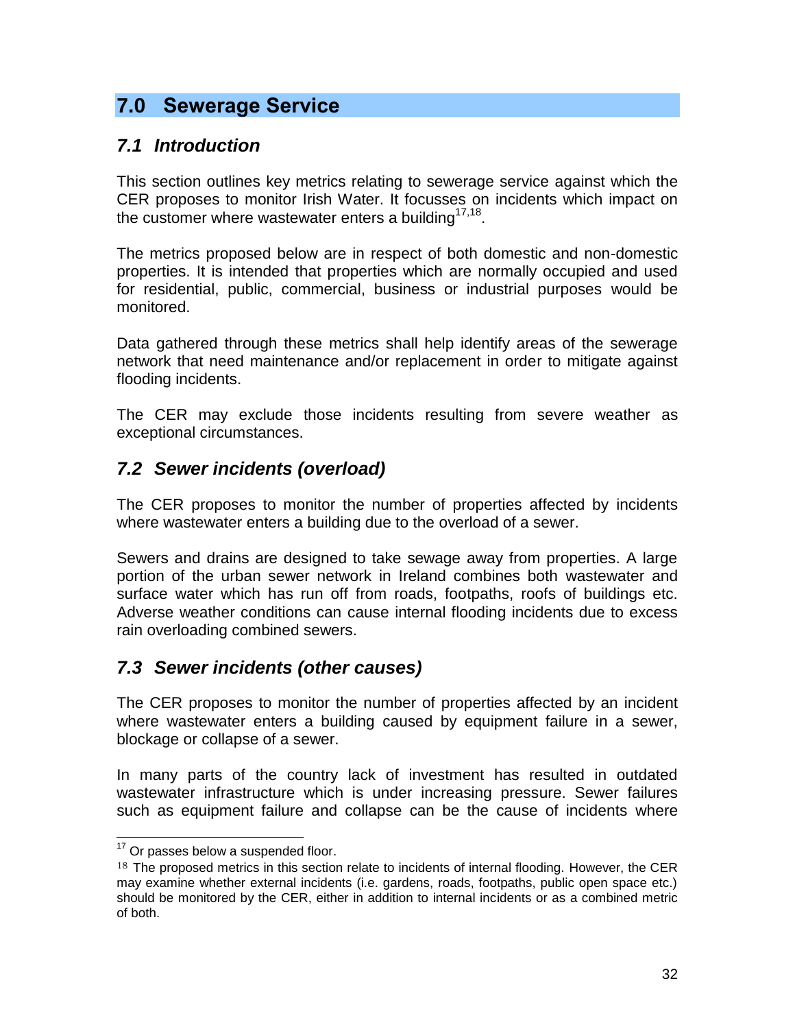## 7.0 Sewerage Service

### 7.1 Introduction

This section outlines key metrics relating to sewerage service against which the CER proposes to monitor Irish Water. It focusses on incidents which impact on the customer where wastewater enters a building[17,18].

The metrics proposed below are in respect of both domestic and non-domestic properties. It is intended that properties which are normally occupied and used for residential, public, commercial, business or industrial purposes would be monitored.

Data gathered through these metrics shall help identify areas of the sewerage network that need maintenance and/or replacement in order to mitigate against flooding incidents.

The CER may exclude those incidents resulting from severe weather as exceptional circumstances.

### 7.2 Sewer incidents (overload)

The CER proposes to monitor the number of properties affected by incidents where wastewater enters a building due to the overload of a sewer.

Sewers and drains are designed to take sewage away from properties. A large portion of the urban sewer network in Ireland combines both wastewater and surface water which has run off from roads, footpaths, roofs of buildings etc. Adverse weather conditions can cause internal flooding incidents due to excess rain overloading combined sewers.

### 7.3 Sewer incidents (other causes)

The CER proposes to monitor the number of properties affected by an incident where wastewater enters a building caused by equipment failure in a sewer, blockage or collapse of a sewer.

In many parts of the country lack of investment has resulted in outdated wastewater infrastructure which is under increasing pressure. Sewer failures such as equipment failure and collapse can be the cause of incidents where

---

[17] Or passes below a suspended floor.

[18] The proposed metrics in this section relate to incidents of internal flooding. However, the CER may examine whether external incidents (i.e. gardens, roads, footpaths, public open space etc.) should be monitored by the CER, either in addition to internal incidents or as a combined metric of both.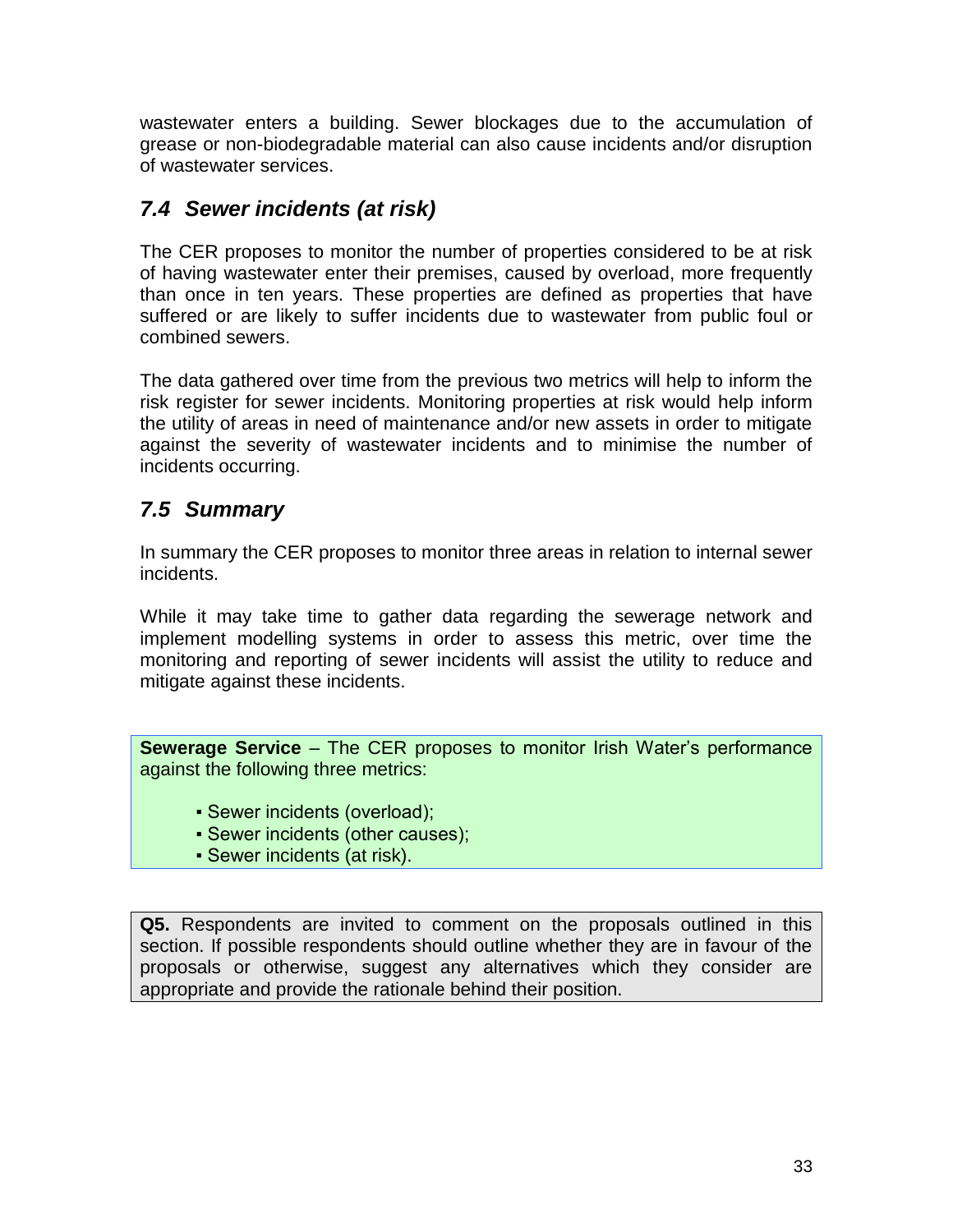wastewater enters a building. Sewer blockages due to the accumulation of grease or non-biodegradable material can also cause incidents and/or disruption of wastewater services.

## *7.4 Sewer incidents (at risk)*

The CER proposes to monitor the number of properties considered to be at risk of having wastewater enter their premises, caused by overload, more frequently than once in ten years. These properties are defined as properties that have suffered or are likely to suffer incidents due to wastewater from public foul or combined sewers.

The data gathered over time from the previous two metrics will help to inform the risk register for sewer incidents. Monitoring properties at risk would help inform the utility of areas in need of maintenance and/or new assets in order to mitigate against the severity of wastewater incidents and to minimise the number of incidents occurring.

## *7.5 Summary*

In summary the CER proposes to monitor three areas in relation to internal sewer incidents.

While it may take time to gather data regarding the sewerage network and implement modelling systems in order to assess this metric, over time the monitoring and reporting of sewer incidents will assist the utility to reduce and mitigate against these incidents.

**Sewerage Service** – The CER proposes to monitor Irish Water's performance against the following three metrics:

- Sewer incidents (overload);
- Sewer incidents (other causes);
- Sewer incidents (at risk).

**Q5.** Respondents are invited to comment on the proposals outlined in this section. If possible respondents should outline whether they are in favour of the proposals or otherwise, suggest any alternatives which they consider are appropriate and provide the rationale behind their position.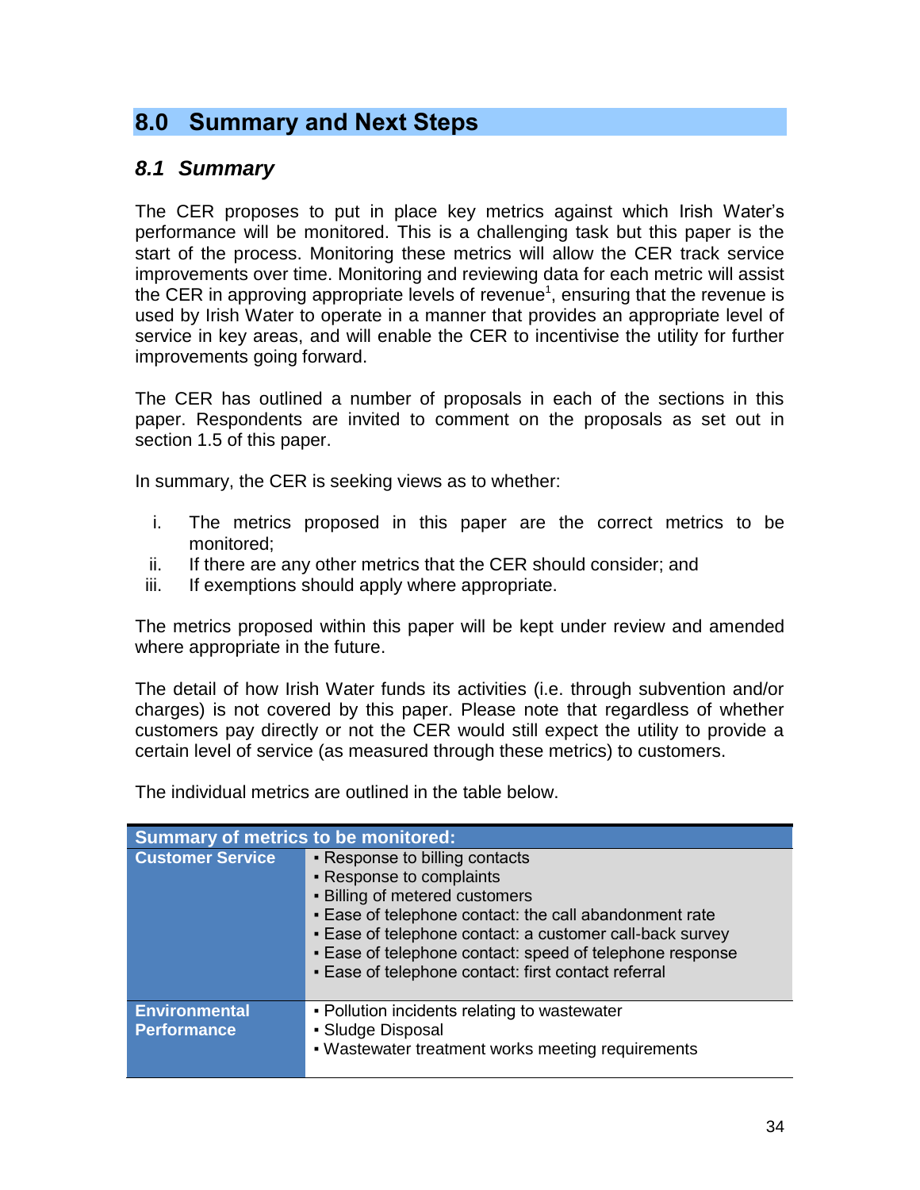## 8.0 Summary and Next Steps

### *8.1 Summary*

The CER proposes to put in place key metrics against which Irish Water's performance will be monitored. This is a challenging task but this paper is the start of the process. Monitoring these metrics will allow the CER track service improvements over time. Monitoring and reviewing data for each metric will assist the CER in approving appropriate levels of revenue[1], ensuring that the revenue is used by Irish Water to operate in a manner that provides an appropriate level of service in key areas, and will enable the CER to incentivise the utility for further improvements going forward.

The CER has outlined a number of proposals in each of the sections in this paper. Respondents are invited to comment on the proposals as set out in section 1.5 of this paper.

In summary, the CER is seeking views as to whether:

i. The metrics proposed in this paper are the correct metrics to be monitored;
ii. If there are any other metrics that the CER should consider; and
iii. If exemptions should apply where appropriate.

The metrics proposed within this paper will be kept under review and amended where appropriate in the future.

The detail of how Irish Water funds its activities (i.e. through subvention and/or charges) is not covered by this paper. Please note that regardless of whether customers pay directly or not the CER would still expect the utility to provide a certain level of service (as measured through these metrics) to customers.

The individual metrics are outlined in the table below.

| **Summary of metrics to be monitored:** | |
|---|---|
| **Customer Service** | ▪ Response to billing contacts<br>▪ Response to complaints<br>▪ Billing of metered customers<br>▪ Ease of telephone contact: the call abandonment rate<br>▪ Ease of telephone contact: a customer call-back survey<br>▪ Ease of telephone contact: speed of telephone response<br>▪ Ease of telephone contact: first contact referral |
| **Environmental Performance** | ▪ Pollution incidents relating to wastewater<br>▪ Sludge Disposal<br>▪ Wastewater treatment works meeting requirements |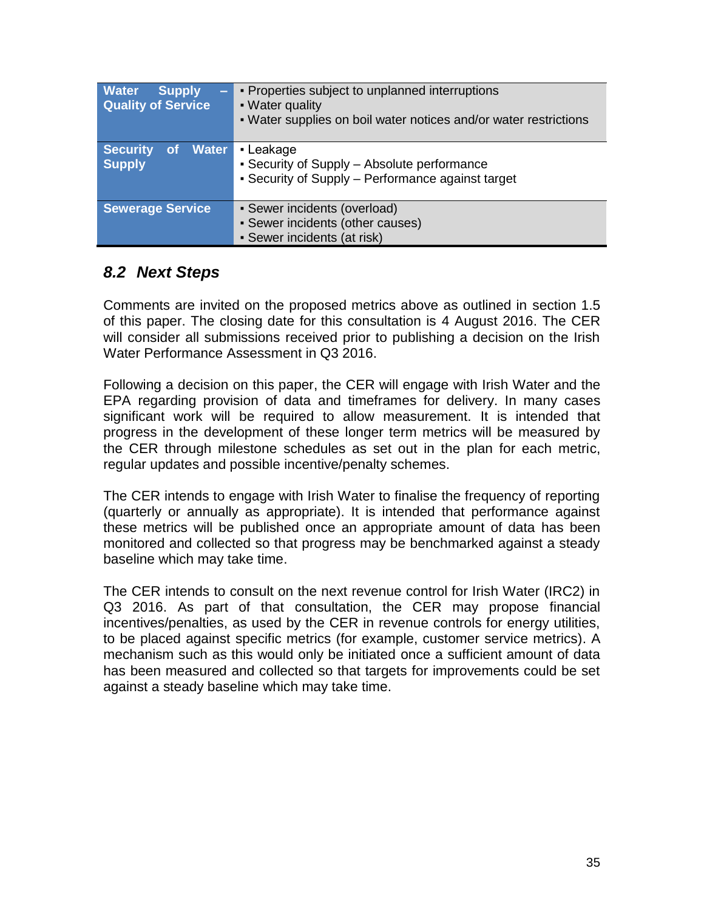| | |
|---|---|
| **Water Supply – Quality of Service** | ▪ Properties subject to unplanned interruptions<br>▪ Water quality<br>▪ Water supplies on boil water notices and/or water restrictions |
| **Security of Water Supply** | ▪ Leakage<br>▪ Security of Supply – Absolute performance<br>▪ Security of Supply – Performance against target |
| **Sewerage Service** | ▪ Sewer incidents (overload)<br>▪ Sewer incidents (other causes)<br>▪ Sewer incidents (at risk) |

## *8.2 Next Steps*

Comments are invited on the proposed metrics above as outlined in section 1.5 of this paper. The closing date for this consultation is 4 August 2016. The CER will consider all submissions received prior to publishing a decision on the Irish Water Performance Assessment in Q3 2016.

Following a decision on this paper, the CER will engage with Irish Water and the EPA regarding provision of data and timeframes for delivery. In many cases significant work will be required to allow measurement. It is intended that progress in the development of these longer term metrics will be measured by the CER through milestone schedules as set out in the plan for each metric, regular updates and possible incentive/penalty schemes.

The CER intends to engage with Irish Water to finalise the frequency of reporting (quarterly or annually as appropriate). It is intended that performance against these metrics will be published once an appropriate amount of data has been monitored and collected so that progress may be benchmarked against a steady baseline which may take time.

The CER intends to consult on the next revenue control for Irish Water (IRC2) in Q3 2016. As part of that consultation, the CER may propose financial incentives/penalties, as used by the CER in revenue controls for energy utilities, to be placed against specific metrics (for example, customer service metrics). A mechanism such as this would only be initiated once a sufficient amount of data has been measured and collected so that targets for improvements could be set against a steady baseline which may take time.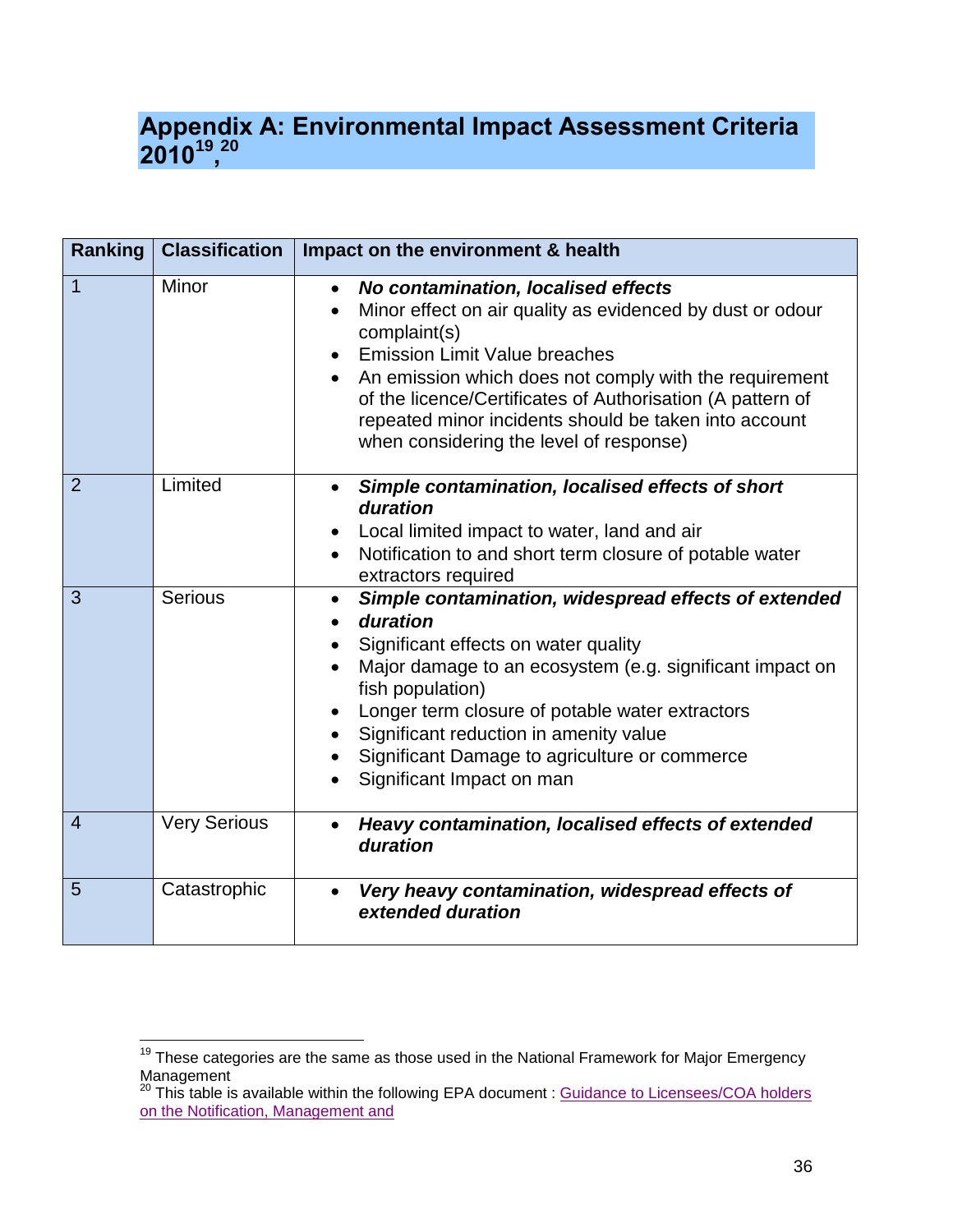# Appendix A: Environmental Impact Assessment Criteria 2010[19],[20]

| Ranking | Classification | Impact on the environment & health |
|---|---|---|
| 1 | Minor | • ***No contamination, localised effects***<br>• Minor effect on air quality as evidenced by dust or odour complaint(s)<br>• Emission Limit Value breaches<br>• An emission which does not comply with the requirement of the licence/Certificates of Authorisation (A pattern of repeated minor incidents should be taken into account when considering the level of response) |
| 2 | Limited | • ***Simple contamination, localised effects of short duration***<br>• Local limited impact to water, land and air<br>• Notification to and short term closure of potable water extractors required |
| 3 | Serious | • ***Simple contamination, widespread effects of extended***<br>• ***duration***<br>• Significant effects on water quality<br>• Major damage to an ecosystem (e.g. significant impact on fish population)<br>• Longer term closure of potable water extractors<br>• Significant reduction in amenity value<br>• Significant Damage to agriculture or commerce<br>• Significant Impact on man |
| 4 | Very Serious | • ***Heavy contamination, localised effects of extended duration*** |
| 5 | Catastrophic | • ***Very heavy contamination, widespread effects of extended duration*** |

[19] These categories are the same as those used in the National Framework for Major Emergency Management

[20] This table is available within the following EPA document : Guidance to Licensees/COA holders on the Notification, Management and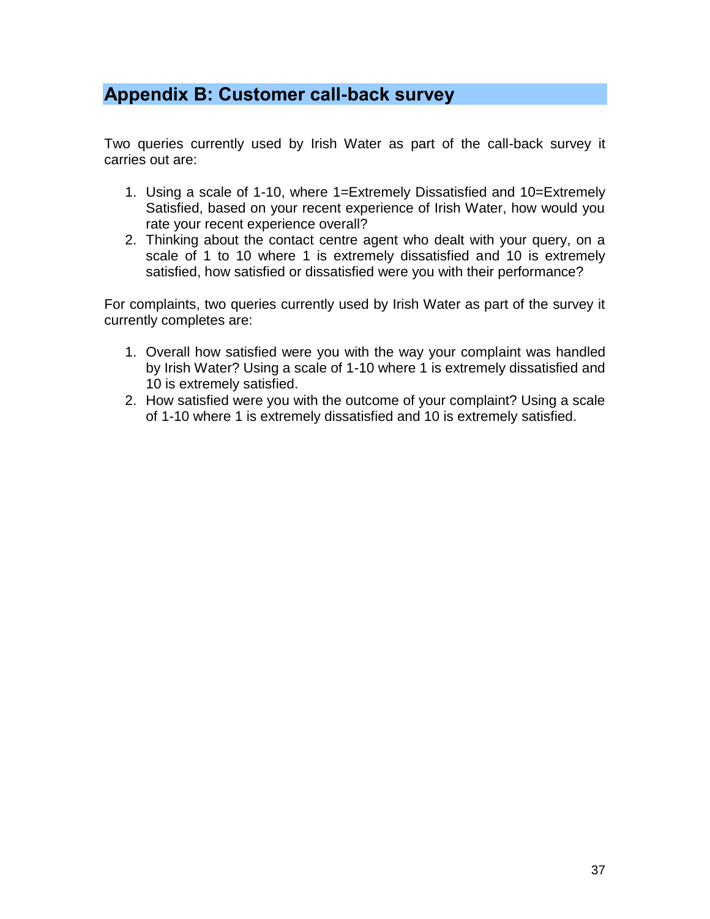## Appendix B: Customer call-back survey

Two queries currently used by Irish Water as part of the call-back survey it carries out are:

1. Using a scale of 1-10, where 1=Extremely Dissatisfied and 10=Extremely Satisfied, based on your recent experience of Irish Water, how would you rate your recent experience overall?
2. Thinking about the contact centre agent who dealt with your query, on a scale of 1 to 10 where 1 is extremely dissatisfied and 10 is extremely satisfied, how satisfied or dissatisfied were you with their performance?

For complaints, two queries currently used by Irish Water as part of the survey it currently completes are:

1. Overall how satisfied were you with the way your complaint was handled by Irish Water? Using a scale of 1-10 where 1 is extremely dissatisfied and 10 is extremely satisfied.
2. How satisfied were you with the outcome of your complaint? Using a scale of 1-10 where 1 is extremely dissatisfied and 10 is extremely satisfied.